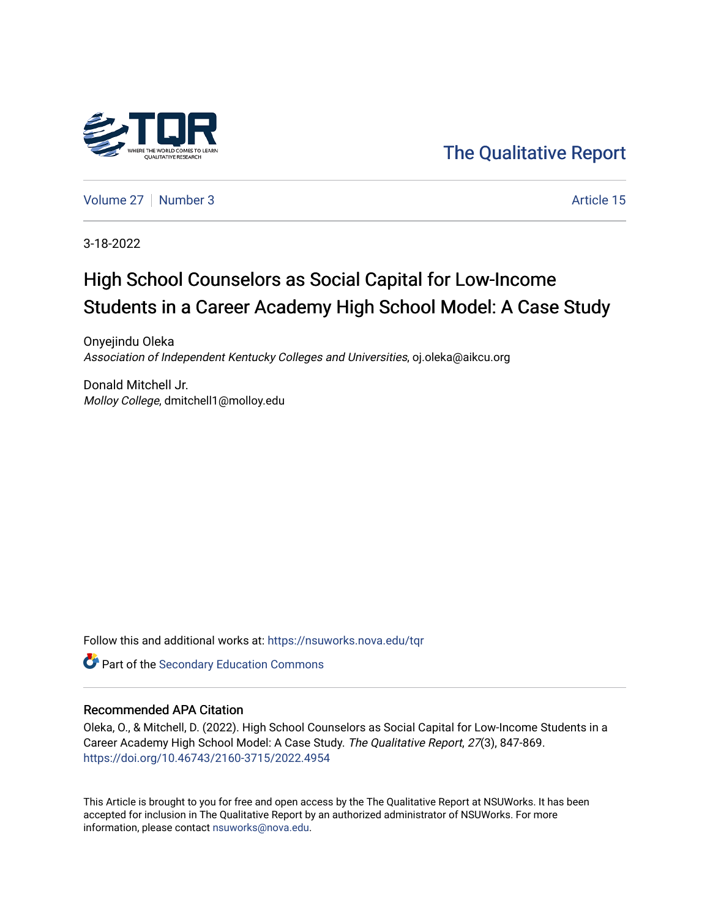The Qualitative Report

Volume 27 | Number 3 | Article 15

3-18-2022

# High School Counselors as Social Capital for Low-Income Students in a Career Academy High School Model: A Case Study

Onyejindu Oleka
*Association of Independent Kentucky Colleges and Universities*, oj.oleka@aikcu.org

Donald Mitchell Jr.
*Molloy College*, dmitchell1@molloy.edu

Follow this and additional works at: https://nsuworks.nova.edu/tqr

Part of the Secondary Education Commons

## Recommended APA Citation

Oleka, O., & Mitchell, D. (2022). High School Counselors as Social Capital for Low-Income Students in a Career Academy High School Model: A Case Study. *The Qualitative Report*, *27*(3), 847-869. https://doi.org/10.46743/2160-3715/2022.4954

This Article is brought to you for free and open access by the The Qualitative Report at NSUWorks. It has been accepted for inclusion in The Qualitative Report by an authorized administrator of NSUWorks. For more information, please contact nsuworks@nova.edu.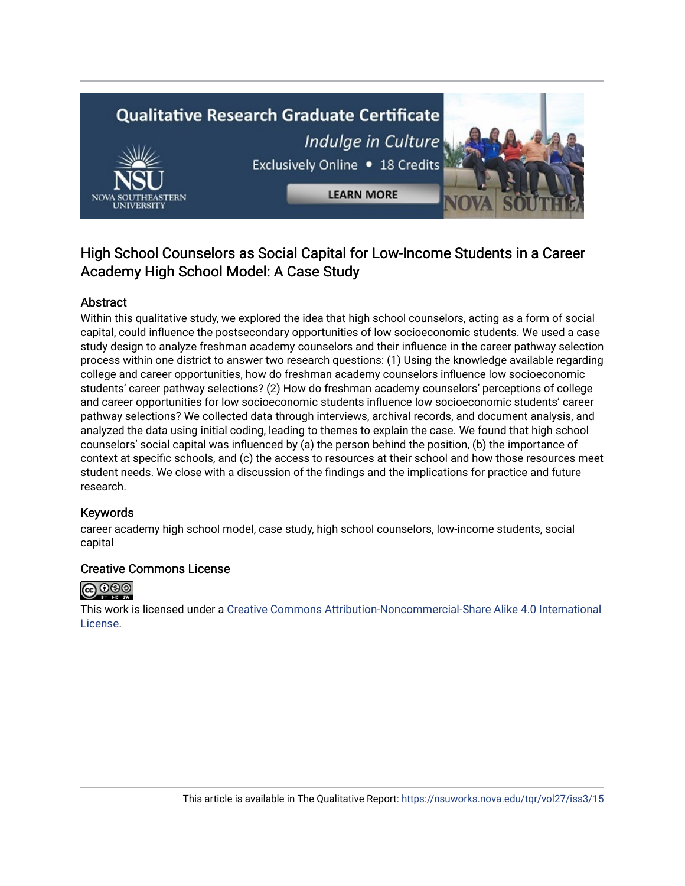# High School Counselors as Social Capital for Low-Income Students in a Career Academy High School Model: A Case Study

## Abstract

Within this qualitative study, we explored the idea that high school counselors, acting as a form of social capital, could influence the postsecondary opportunities of low socioeconomic students. We used a case study design to analyze freshman academy counselors and their influence in the career pathway selection process within one district to answer two research questions: (1) Using the knowledge available regarding college and career opportunities, how do freshman academy counselors influence low socioeconomic students' career pathway selections? (2) How do freshman academy counselors' perceptions of college and career opportunities for low socioeconomic students influence low socioeconomic students' career pathway selections? We collected data through interviews, archival records, and document analysis, and analyzed the data using initial coding, leading to themes to explain the case. We found that high school counselors' social capital was influenced by (a) the person behind the position, (b) the importance of context at specific schools, and (c) the access to resources at their school and how those resources meet student needs. We close with a discussion of the findings and the implications for practice and future research.

## Keywords

career academy high school model, case study, high school counselors, low-income students, social capital

## Creative Commons License

This work is licensed under a Creative Commons Attribution-Noncommercial-Share Alike 4.0 International License.

This article is available in The Qualitative Report: https://nsuworks.nova.edu/tqr/vol27/iss3/15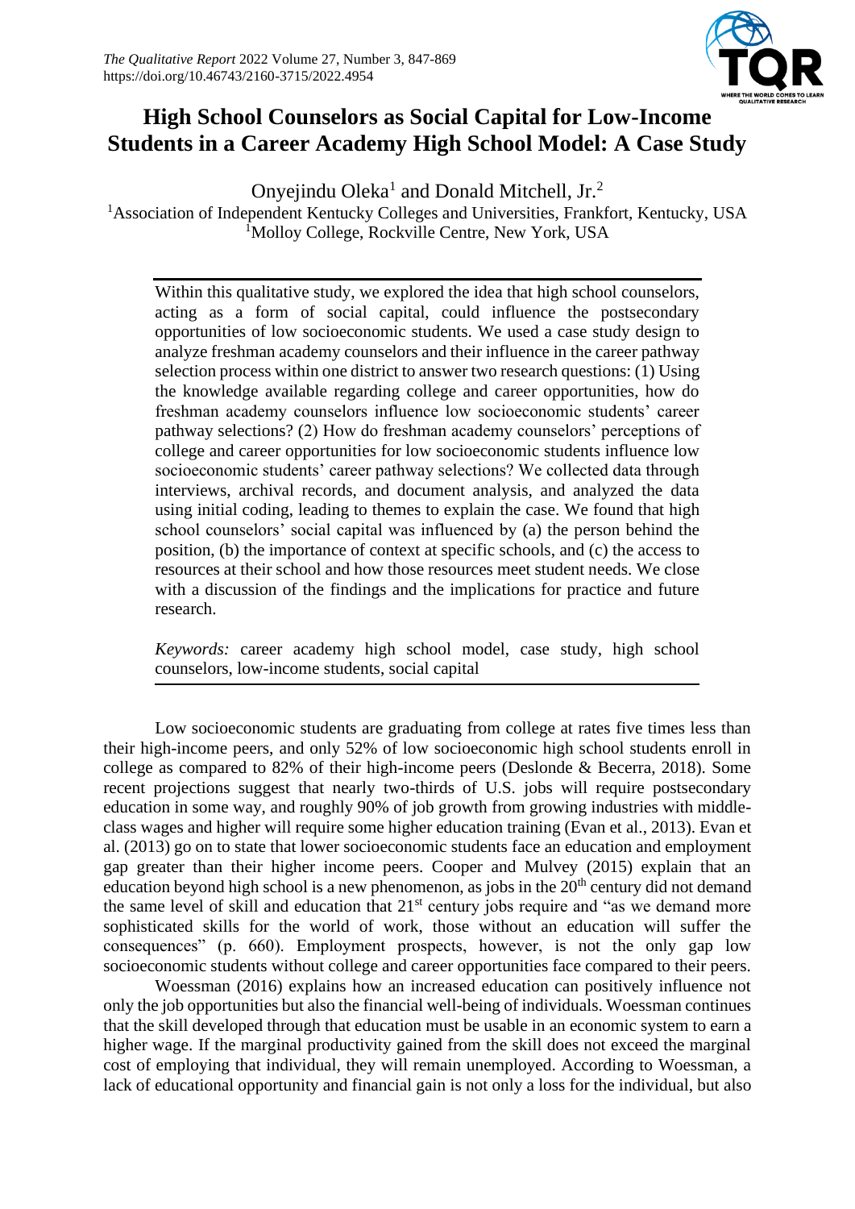# High School Counselors as Social Capital for Low-Income Students in a Career Academy High School Model: A Case Study

Onyejindu Oleka[1] and Donald Mitchell, Jr.[2]

[1]Association of Independent Kentucky Colleges and Universities, Frankfort, Kentucky, USA
[1]Molloy College, Rockville Centre, New York, USA

Within this qualitative study, we explored the idea that high school counselors, acting as a form of social capital, could influence the postsecondary opportunities of low socioeconomic students. We used a case study design to analyze freshman academy counselors and their influence in the career pathway selection process within one district to answer two research questions: (1) Using the knowledge available regarding college and career opportunities, how do freshman academy counselors influence low socioeconomic students' career pathway selections? (2) How do freshman academy counselors' perceptions of college and career opportunities for low socioeconomic students influence low socioeconomic students' career pathway selections? We collected data through interviews, archival records, and document analysis, and analyzed the data using initial coding, leading to themes to explain the case. We found that high school counselors' social capital was influenced by (a) the person behind the position, (b) the importance of context at specific schools, and (c) the access to resources at their school and how those resources meet student needs. We close with a discussion of the findings and the implications for practice and future research.

*Keywords:* career academy high school model, case study, high school counselors, low-income students, social capital

Low socioeconomic students are graduating from college at rates five times less than their high-income peers, and only 52% of low socioeconomic high school students enroll in college as compared to 82% of their high-income peers (Deslonde & Becerra, 2018). Some recent projections suggest that nearly two-thirds of U.S. jobs will require postsecondary education in some way, and roughly 90% of job growth from growing industries with middle-class wages and higher will require some higher education training (Evan et al., 2013). Evan et al. (2013) go on to state that lower socioeconomic students face an education and employment gap greater than their higher income peers. Cooper and Mulvey (2015) explain that an education beyond high school is a new phenomenon, as jobs in the 20th century did not demand the same level of skill and education that 21st century jobs require and "as we demand more sophisticated skills for the world of work, those without an education will suffer the consequences" (p. 660). Employment prospects, however, is not the only gap low socioeconomic students without college and career opportunities face compared to their peers.

Woessman (2016) explains how an increased education can positively influence not only the job opportunities but also the financial well-being of individuals. Woessman continues that the skill developed through that education must be usable in an economic system to earn a higher wage. If the marginal productivity gained from the skill does not exceed the marginal cost of employing that individual, they will remain unemployed. According to Woessman, a lack of educational opportunity and financial gain is not only a loss for the individual, but also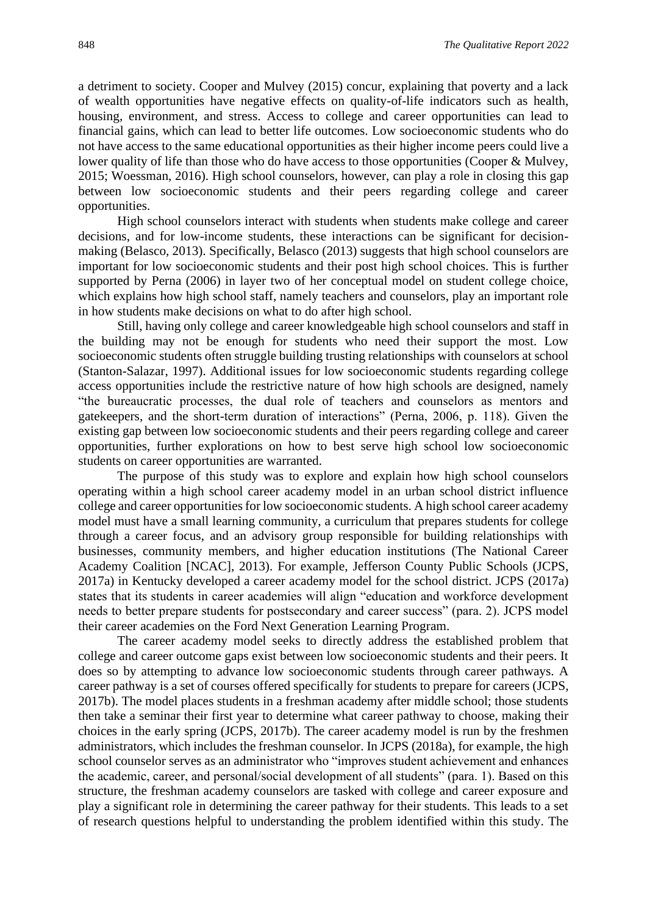a detriment to society. Cooper and Mulvey (2015) concur, explaining that poverty and a lack of wealth opportunities have negative effects on quality-of-life indicators such as health, housing, environment, and stress. Access to college and career opportunities can lead to financial gains, which can lead to better life outcomes. Low socioeconomic students who do not have access to the same educational opportunities as their higher income peers could live a lower quality of life than those who do have access to those opportunities (Cooper & Mulvey, 2015; Woessman, 2016). High school counselors, however, can play a role in closing this gap between low socioeconomic students and their peers regarding college and career opportunities.

High school counselors interact with students when students make college and career decisions, and for low-income students, these interactions can be significant for decision-making (Belasco, 2013). Specifically, Belasco (2013) suggests that high school counselors are important for low socioeconomic students and their post high school choices. This is further supported by Perna (2006) in layer two of her conceptual model on student college choice, which explains how high school staff, namely teachers and counselors, play an important role in how students make decisions on what to do after high school.

Still, having only college and career knowledgeable high school counselors and staff in the building may not be enough for students who need their support the most. Low socioeconomic students often struggle building trusting relationships with counselors at school (Stanton-Salazar, 1997). Additional issues for low socioeconomic students regarding college access opportunities include the restrictive nature of how high schools are designed, namely "the bureaucratic processes, the dual role of teachers and counselors as mentors and gatekeepers, and the short-term duration of interactions" (Perna, 2006, p. 118). Given the existing gap between low socioeconomic students and their peers regarding college and career opportunities, further explorations on how to best serve high school low socioeconomic students on career opportunities are warranted.

The purpose of this study was to explore and explain how high school counselors operating within a high school career academy model in an urban school district influence college and career opportunities for low socioeconomic students. A high school career academy model must have a small learning community, a curriculum that prepares students for college through a career focus, and an advisory group responsible for building relationships with businesses, community members, and higher education institutions (The National Career Academy Coalition [NCAC], 2013). For example, Jefferson County Public Schools (JCPS, 2017a) in Kentucky developed a career academy model for the school district. JCPS (2017a) states that its students in career academies will align "education and workforce development needs to better prepare students for postsecondary and career success" (para. 2). JCPS model their career academies on the Ford Next Generation Learning Program.

The career academy model seeks to directly address the established problem that college and career outcome gaps exist between low socioeconomic students and their peers. It does so by attempting to advance low socioeconomic students through career pathways. A career pathway is a set of courses offered specifically for students to prepare for careers (JCPS, 2017b). The model places students in a freshman academy after middle school; those students then take a seminar their first year to determine what career pathway to choose, making their choices in the early spring (JCPS, 2017b). The career academy model is run by the freshmen administrators, which includes the freshman counselor. In JCPS (2018a), for example, the high school counselor serves as an administrator who "improves student achievement and enhances the academic, career, and personal/social development of all students" (para. 1). Based on this structure, the freshman academy counselors are tasked with college and career exposure and play a significant role in determining the career pathway for their students. This leads to a set of research questions helpful to understanding the problem identified within this study. The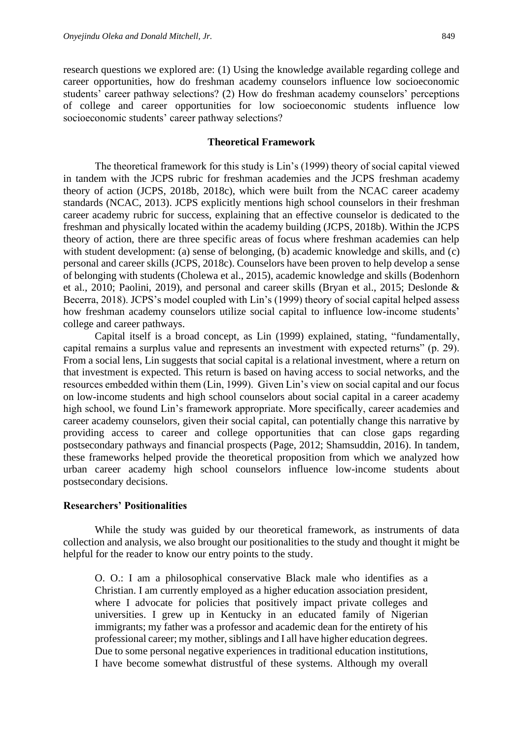research questions we explored are: (1) Using the knowledge available regarding college and career opportunities, how do freshman academy counselors influence low socioeconomic students' career pathway selections? (2) How do freshman academy counselors' perceptions of college and career opportunities for low socioeconomic students influence low socioeconomic students' career pathway selections?

## Theoretical Framework

The theoretical framework for this study is Lin's (1999) theory of social capital viewed in tandem with the JCPS rubric for freshman academies and the JCPS freshman academy theory of action (JCPS, 2018b, 2018c), which were built from the NCAC career academy standards (NCAC, 2013). JCPS explicitly mentions high school counselors in their freshman career academy rubric for success, explaining that an effective counselor is dedicated to the freshman and physically located within the academy building (JCPS, 2018b). Within the JCPS theory of action, there are three specific areas of focus where freshman academies can help with student development: (a) sense of belonging, (b) academic knowledge and skills, and (c) personal and career skills (JCPS, 2018c). Counselors have been proven to help develop a sense of belonging with students (Cholewa et al., 2015), academic knowledge and skills (Bodenhorn et al., 2010; Paolini, 2019), and personal and career skills (Bryan et al., 2015; Deslonde & Becerra, 2018). JCPS's model coupled with Lin's (1999) theory of social capital helped assess how freshman academy counselors utilize social capital to influence low-income students' college and career pathways.

Capital itself is a broad concept, as Lin (1999) explained, stating, "fundamentally, capital remains a surplus value and represents an investment with expected returns" (p. 29). From a social lens, Lin suggests that social capital is a relational investment, where a return on that investment is expected. This return is based on having access to social networks, and the resources embedded within them (Lin, 1999). Given Lin's view on social capital and our focus on low-income students and high school counselors about social capital in a career academy high school, we found Lin's framework appropriate. More specifically, career academies and career academy counselors, given their social capital, can potentially change this narrative by providing access to career and college opportunities that can close gaps regarding postsecondary pathways and financial prospects (Page, 2012; Shamsuddin, 2016). In tandem, these frameworks helped provide the theoretical proposition from which we analyzed how urban career academy high school counselors influence low-income students about postsecondary decisions.

### Researchers' Positionalities

While the study was guided by our theoretical framework, as instruments of data collection and analysis, we also brought our positionalities to the study and thought it might be helpful for the reader to know our entry points to the study.

> O. O.: I am a philosophical conservative Black male who identifies as a Christian. I am currently employed as a higher education association president, where I advocate for policies that positively impact private colleges and universities. I grew up in Kentucky in an educated family of Nigerian immigrants; my father was a professor and academic dean for the entirety of his professional career; my mother, siblings and I all have higher education degrees. Due to some personal negative experiences in traditional education institutions, I have become somewhat distrustful of these systems. Although my overall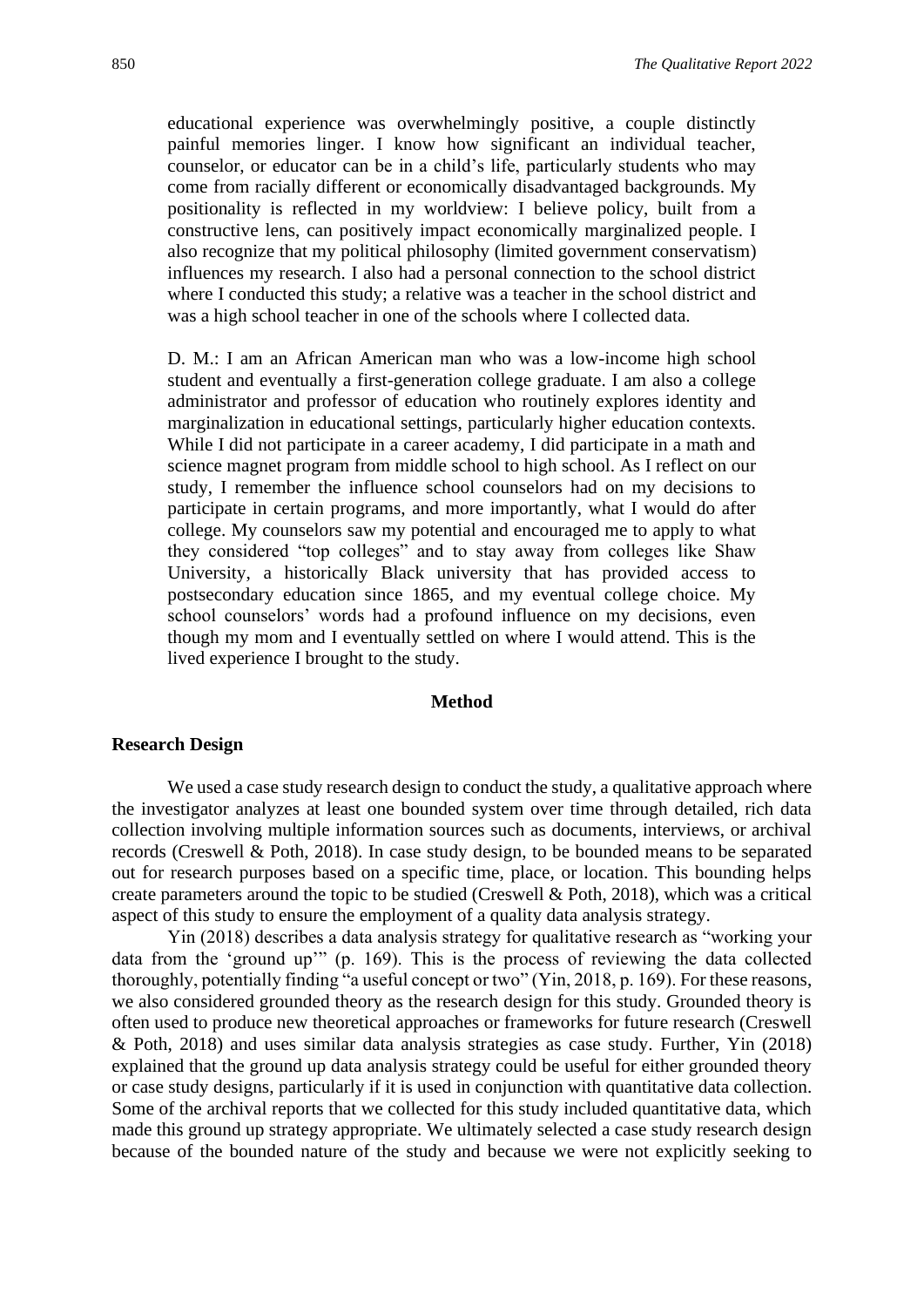educational experience was overwhelmingly positive, a couple distinctly painful memories linger. I know how significant an individual teacher, counselor, or educator can be in a child's life, particularly students who may come from racially different or economically disadvantaged backgrounds. My positionality is reflected in my worldview: I believe policy, built from a constructive lens, can positively impact economically marginalized people. I also recognize that my political philosophy (limited government conservatism) influences my research. I also had a personal connection to the school district where I conducted this study; a relative was a teacher in the school district and was a high school teacher in one of the schools where I collected data.

D. M.: I am an African American man who was a low-income high school student and eventually a first-generation college graduate. I am also a college administrator and professor of education who routinely explores identity and marginalization in educational settings, particularly higher education contexts. While I did not participate in a career academy, I did participate in a math and science magnet program from middle school to high school. As I reflect on our study, I remember the influence school counselors had on my decisions to participate in certain programs, and more importantly, what I would do after college. My counselors saw my potential and encouraged me to apply to what they considered "top colleges" and to stay away from colleges like Shaw University, a historically Black university that has provided access to postsecondary education since 1865, and my eventual college choice. My school counselors' words had a profound influence on my decisions, even though my mom and I eventually settled on where I would attend. This is the lived experience I brought to the study.

## Method

### Research Design

We used a case study research design to conduct the study, a qualitative approach where the investigator analyzes at least one bounded system over time through detailed, rich data collection involving multiple information sources such as documents, interviews, or archival records (Creswell & Poth, 2018). In case study design, to be bounded means to be separated out for research purposes based on a specific time, place, or location. This bounding helps create parameters around the topic to be studied (Creswell & Poth, 2018), which was a critical aspect of this study to ensure the employment of a quality data analysis strategy.

Yin (2018) describes a data analysis strategy for qualitative research as "working your data from the 'ground up'" (p. 169). This is the process of reviewing the data collected thoroughly, potentially finding "a useful concept or two" (Yin, 2018, p. 169). For these reasons, we also considered grounded theory as the research design for this study. Grounded theory is often used to produce new theoretical approaches or frameworks for future research (Creswell & Poth, 2018) and uses similar data analysis strategies as case study. Further, Yin (2018) explained that the ground up data analysis strategy could be useful for either grounded theory or case study designs, particularly if it is used in conjunction with quantitative data collection. Some of the archival reports that we collected for this study included quantitative data, which made this ground up strategy appropriate. We ultimately selected a case study research design because of the bounded nature of the study and because we were not explicitly seeking to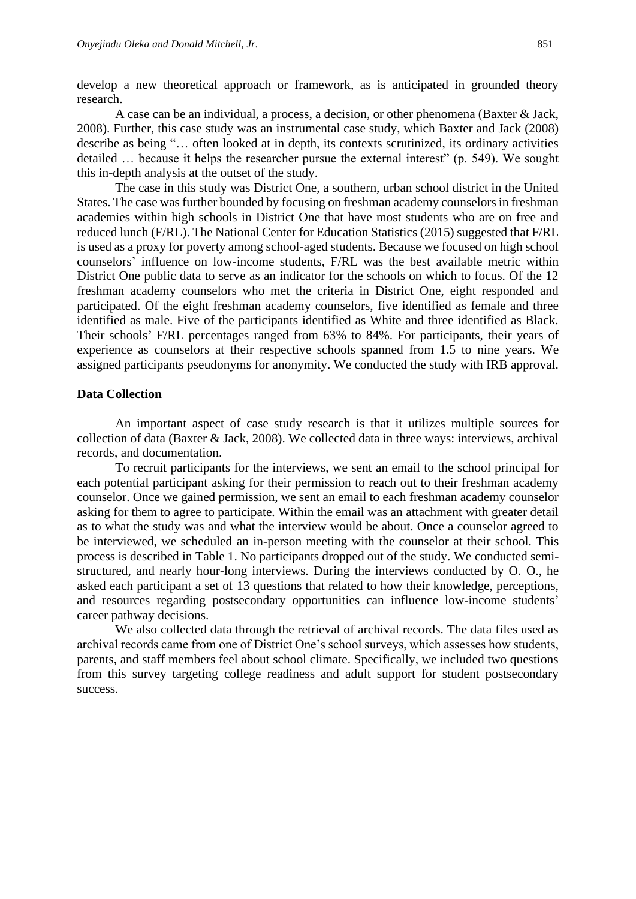develop a new theoretical approach or framework, as is anticipated in grounded theory research.

A case can be an individual, a process, a decision, or other phenomena (Baxter & Jack, 2008). Further, this case study was an instrumental case study, which Baxter and Jack (2008) describe as being "… often looked at in depth, its contexts scrutinized, its ordinary activities detailed … because it helps the researcher pursue the external interest" (p. 549). We sought this in-depth analysis at the outset of the study.

The case in this study was District One, a southern, urban school district in the United States. The case was further bounded by focusing on freshman academy counselors in freshman academies within high schools in District One that have most students who are on free and reduced lunch (F/RL). The National Center for Education Statistics (2015) suggested that F/RL is used as a proxy for poverty among school-aged students. Because we focused on high school counselors' influence on low-income students, F/RL was the best available metric within District One public data to serve as an indicator for the schools on which to focus. Of the 12 freshman academy counselors who met the criteria in District One, eight responded and participated. Of the eight freshman academy counselors, five identified as female and three identified as male. Five of the participants identified as White and three identified as Black. Their schools' F/RL percentages ranged from 63% to 84%. For participants, their years of experience as counselors at their respective schools spanned from 1.5 to nine years. We assigned participants pseudonyms for anonymity. We conducted the study with IRB approval.

## Data Collection

An important aspect of case study research is that it utilizes multiple sources for collection of data (Baxter & Jack, 2008). We collected data in three ways: interviews, archival records, and documentation.

To recruit participants for the interviews, we sent an email to the school principal for each potential participant asking for their permission to reach out to their freshman academy counselor. Once we gained permission, we sent an email to each freshman academy counselor asking for them to agree to participate. Within the email was an attachment with greater detail as to what the study was and what the interview would be about. Once a counselor agreed to be interviewed, we scheduled an in-person meeting with the counselor at their school. This process is described in Table 1. No participants dropped out of the study. We conducted semi-structured, and nearly hour-long interviews. During the interviews conducted by O. O., he asked each participant a set of 13 questions that related to how their knowledge, perceptions, and resources regarding postsecondary opportunities can influence low-income students' career pathway decisions.

We also collected data through the retrieval of archival records. The data files used as archival records came from one of District One's school surveys, which assesses how students, parents, and staff members feel about school climate. Specifically, we included two questions from this survey targeting college readiness and adult support for student postsecondary success.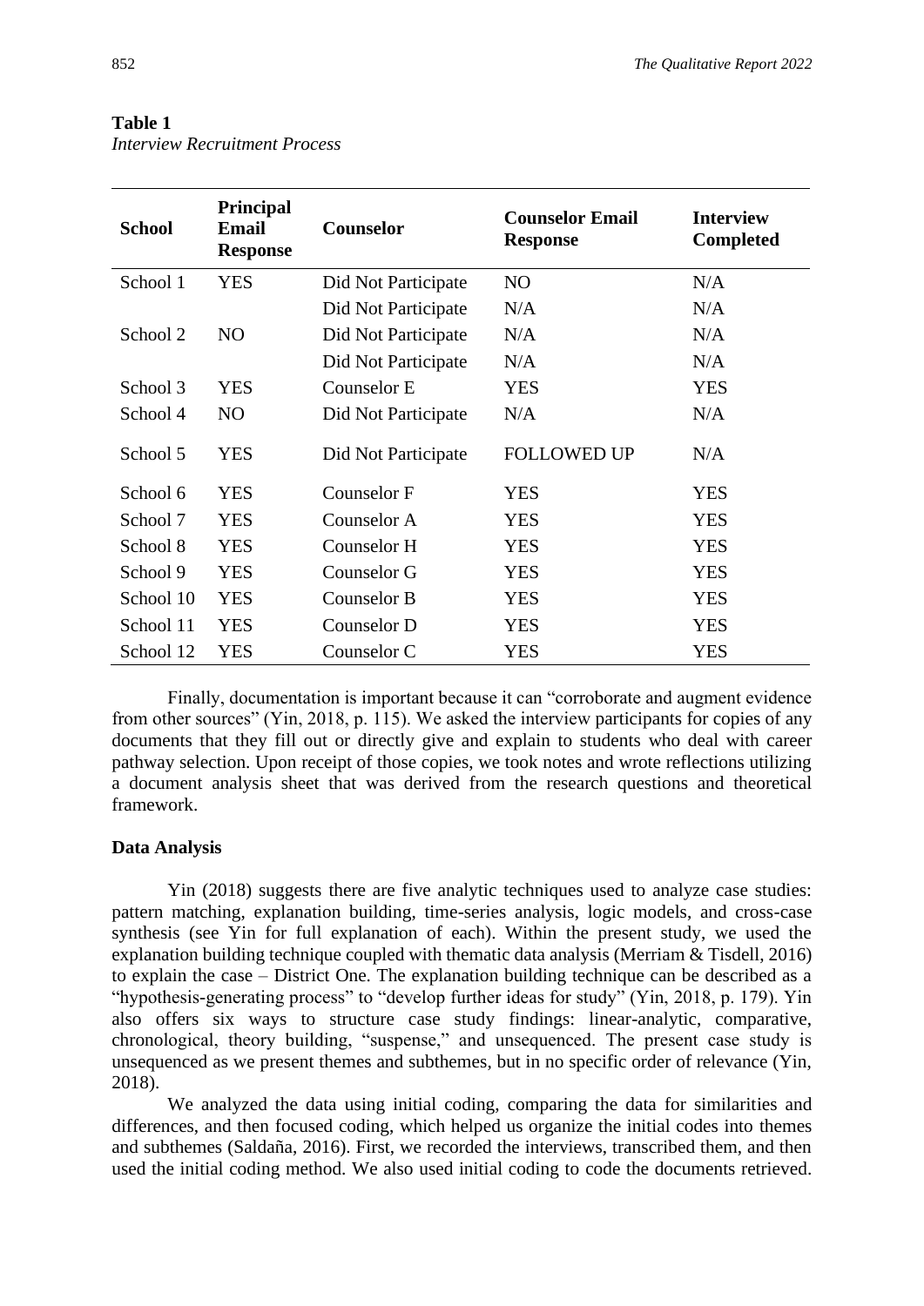**Table 1**
*Interview Recruitment Process*

| School | Principal Email Response | Counselor | Counselor Email Response | Interview Completed |
|---|---|---|---|---|
| School 1 | YES | Did Not Participate | NO | N/A |
| | | Did Not Participate | N/A | N/A |
| School 2 | NO | Did Not Participate | N/A | N/A |
| | | Did Not Participate | N/A | N/A |
| School 3 | YES | Counselor E | YES | YES |
| School 4 | NO | Did Not Participate | N/A | N/A |
| School 5 | YES | Did Not Participate | FOLLOWED UP | N/A |
| School 6 | YES | Counselor F | YES | YES |
| School 7 | YES | Counselor A | YES | YES |
| School 8 | YES | Counselor H | YES | YES |
| School 9 | YES | Counselor G | YES | YES |
| School 10 | YES | Counselor B | YES | YES |
| School 11 | YES | Counselor D | YES | YES |
| School 12 | YES | Counselor C | YES | YES |

Finally, documentation is important because it can "corroborate and augment evidence from other sources" (Yin, 2018, p. 115). We asked the interview participants for copies of any documents that they fill out or directly give and explain to students who deal with career pathway selection. Upon receipt of those copies, we took notes and wrote reflections utilizing a document analysis sheet that was derived from the research questions and theoretical framework.

### Data Analysis

Yin (2018) suggests there are five analytic techniques used to analyze case studies: pattern matching, explanation building, time-series analysis, logic models, and cross-case synthesis (see Yin for full explanation of each). Within the present study, we used the explanation building technique coupled with thematic data analysis (Merriam & Tisdell, 2016) to explain the case – District One. The explanation building technique can be described as a "hypothesis-generating process" to "develop further ideas for study" (Yin, 2018, p. 179). Yin also offers six ways to structure case study findings: linear-analytic, comparative, chronological, theory building, "suspense," and unsequenced. The present case study is unsequenced as we present themes and subthemes, but in no specific order of relevance (Yin, 2018).

We analyzed the data using initial coding, comparing the data for similarities and differences, and then focused coding, which helped us organize the initial codes into themes and subthemes (Saldaña, 2016). First, we recorded the interviews, transcribed them, and then used the initial coding method. We also used initial coding to code the documents retrieved.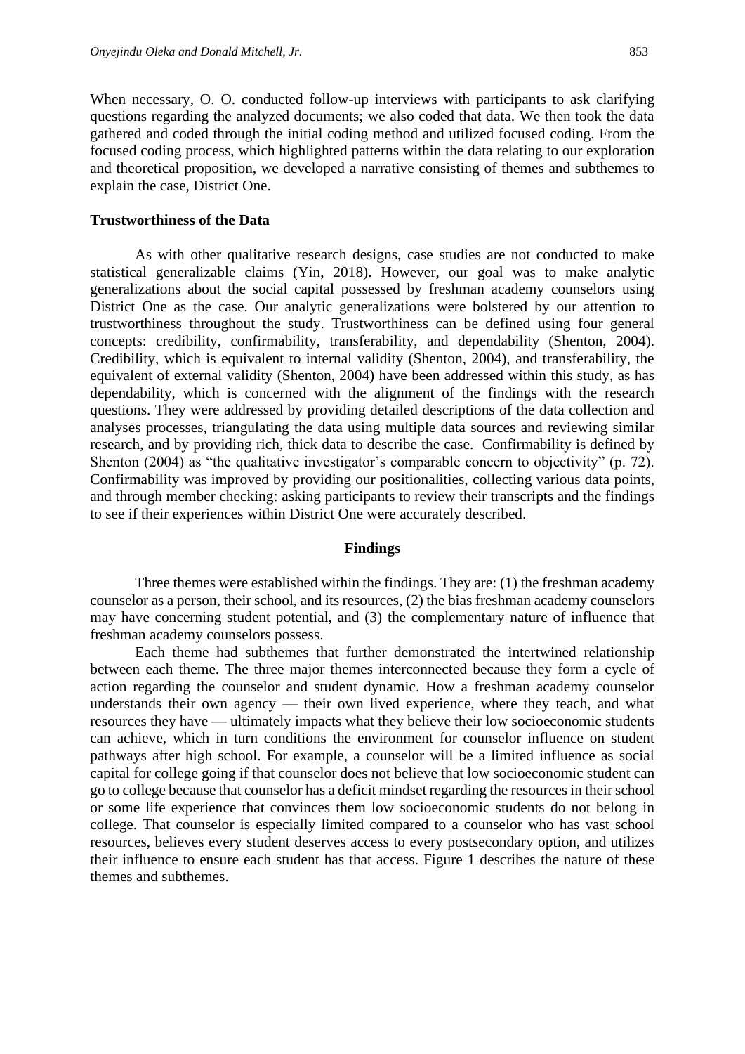When necessary, O. O. conducted follow-up interviews with participants to ask clarifying questions regarding the analyzed documents; we also coded that data. We then took the data gathered and coded through the initial coding method and utilized focused coding. From the focused coding process, which highlighted patterns within the data relating to our exploration and theoretical proposition, we developed a narrative consisting of themes and subthemes to explain the case, District One.

### Trustworthiness of the Data

As with other qualitative research designs, case studies are not conducted to make statistical generalizable claims (Yin, 2018). However, our goal was to make analytic generalizations about the social capital possessed by freshman academy counselors using District One as the case. Our analytic generalizations were bolstered by our attention to trustworthiness throughout the study. Trustworthiness can be defined using four general concepts: credibility, confirmability, transferability, and dependability (Shenton, 2004). Credibility, which is equivalent to internal validity (Shenton, 2004), and transferability, the equivalent of external validity (Shenton, 2004) have been addressed within this study, as has dependability, which is concerned with the alignment of the findings with the research questions. They were addressed by providing detailed descriptions of the data collection and analyses processes, triangulating the data using multiple data sources and reviewing similar research, and by providing rich, thick data to describe the case. Confirmability is defined by Shenton (2004) as "the qualitative investigator's comparable concern to objectivity" (p. 72). Confirmability was improved by providing our positionalities, collecting various data points, and through member checking: asking participants to review their transcripts and the findings to see if their experiences within District One were accurately described.

## Findings

Three themes were established within the findings. They are: (1) the freshman academy counselor as a person, their school, and its resources, (2) the bias freshman academy counselors may have concerning student potential, and (3) the complementary nature of influence that freshman academy counselors possess.

Each theme had subthemes that further demonstrated the intertwined relationship between each theme. The three major themes interconnected because they form a cycle of action regarding the counselor and student dynamic. How a freshman academy counselor understands their own agency — their own lived experience, where they teach, and what resources they have — ultimately impacts what they believe their low socioeconomic students can achieve, which in turn conditions the environment for counselor influence on student pathways after high school. For example, a counselor will be a limited influence as social capital for college going if that counselor does not believe that low socioeconomic student can go to college because that counselor has a deficit mindset regarding the resources in their school or some life experience that convinces them low socioeconomic students do not belong in college. That counselor is especially limited compared to a counselor who has vast school resources, believes every student deserves access to every postsecondary option, and utilizes their influence to ensure each student has that access. Figure 1 describes the nature of these themes and subthemes.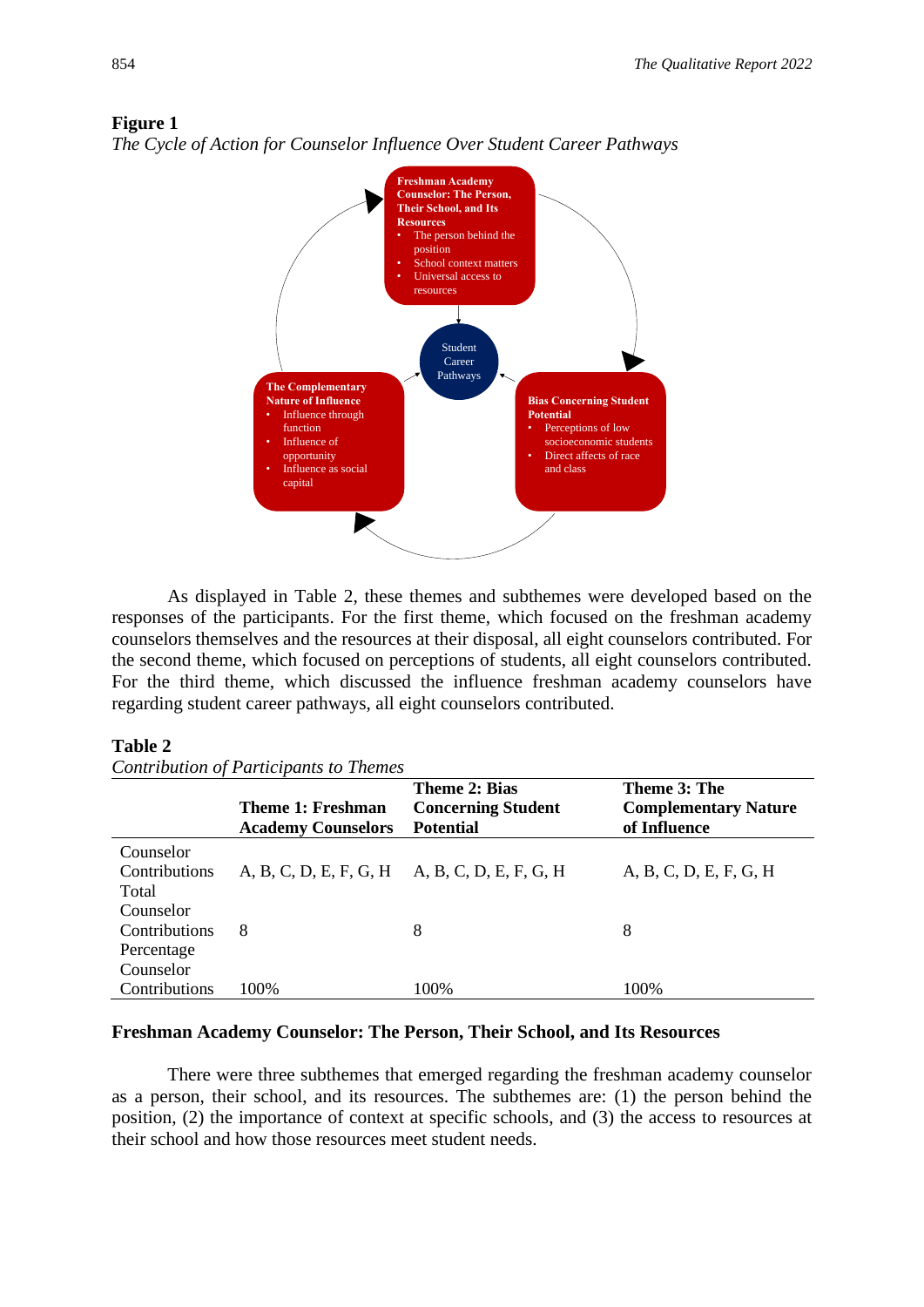**Figure 1**

*The Cycle of Action for Counselor Influence Over Student Career Pathways*

**Freshman Academy Counselor: The Person, Their School, and Its Resources**
- The person behind the position
- School context matters
- Universal access to resources

Student Career Pathways

**Bias Concerning Student Potential**
- Perceptions of low socioeconomic students
- Direct affects of race and class

**The Complementary Nature of Influence**
- Influence through function
- Influence of opportunity
- Influence as social capital

As displayed in Table 2, these themes and subthemes were developed based on the responses of the participants. For the first theme, which focused on the freshman academy counselors themselves and the resources at their disposal, all eight counselors contributed. For the second theme, which focused on perceptions of students, all eight counselors contributed. For the third theme, which discussed the influence freshman academy counselors have regarding student career pathways, all eight counselors contributed.

**Table 2**

*Contribution of Participants to Themes*

| | Theme 1: Freshman Academy Counselors | Theme 2: Bias Concerning Student Potential | Theme 3: The Complementary Nature of Influence |
|---|---|---|---|
| Counselor Contributions | A, B, C, D, E, F, G, H | A, B, C, D, E, F, G, H | A, B, C, D, E, F, G, H |
| Total Counselor Contributions | 8 | 8 | 8 |
| Percentage Counselor Contributions | 100% | 100% | 100% |

## Freshman Academy Counselor: The Person, Their School, and Its Resources

There were three subthemes that emerged regarding the freshman academy counselor as a person, their school, and its resources. The subthemes are: (1) the person behind the position, (2) the importance of context at specific schools, and (3) the access to resources at their school and how those resources meet student needs.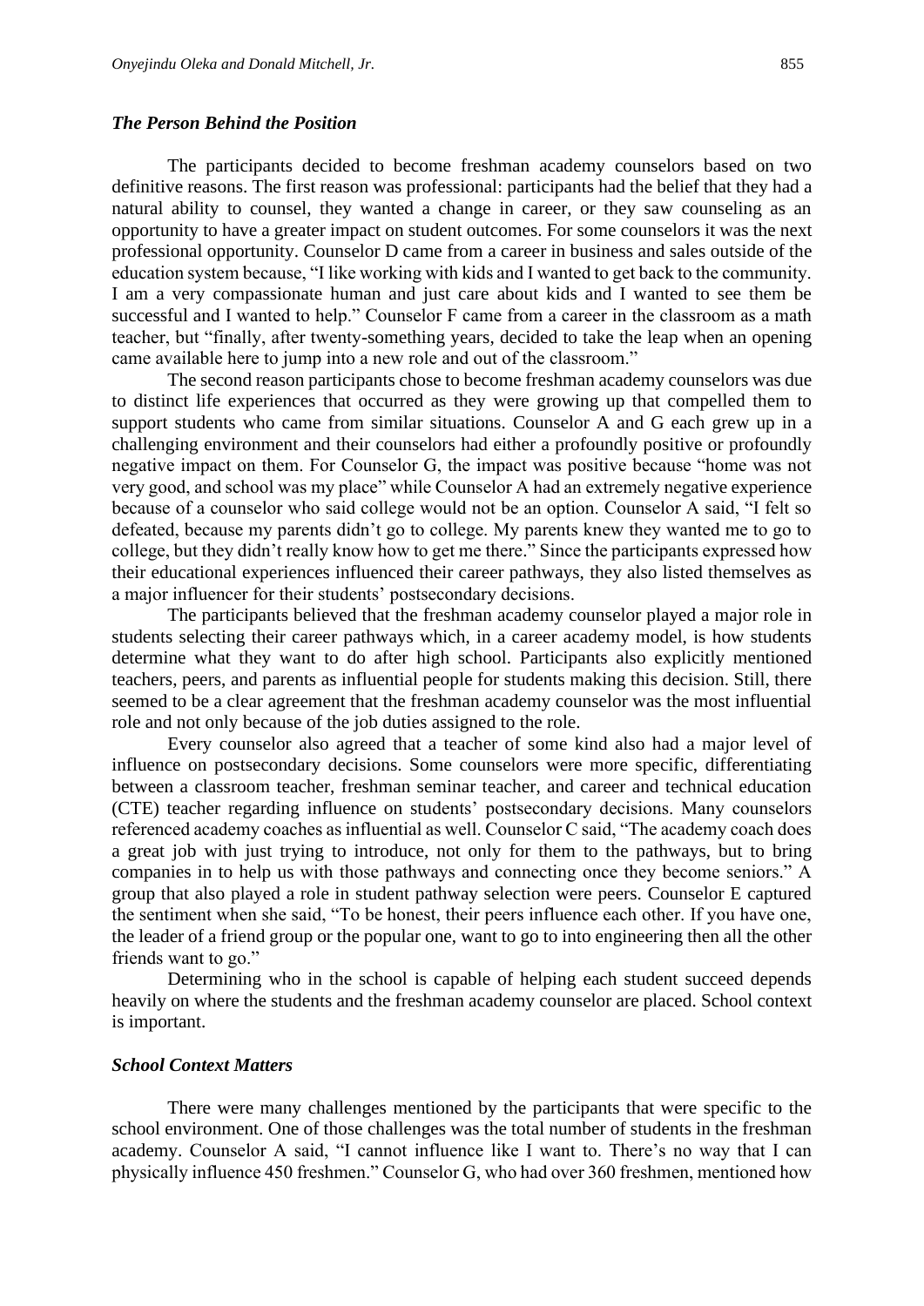### *The Person Behind the Position*

The participants decided to become freshman academy counselors based on two definitive reasons. The first reason was professional: participants had the belief that they had a natural ability to counsel, they wanted a change in career, or they saw counseling as an opportunity to have a greater impact on student outcomes. For some counselors it was the next professional opportunity. Counselor D came from a career in business and sales outside of the education system because, "I like working with kids and I wanted to get back to the community. I am a very compassionate human and just care about kids and I wanted to see them be successful and I wanted to help." Counselor F came from a career in the classroom as a math teacher, but "finally, after twenty-something years, decided to take the leap when an opening came available here to jump into a new role and out of the classroom."

The second reason participants chose to become freshman academy counselors was due to distinct life experiences that occurred as they were growing up that compelled them to support students who came from similar situations. Counselor A and G each grew up in a challenging environment and their counselors had either a profoundly positive or profoundly negative impact on them. For Counselor G, the impact was positive because "home was not very good, and school was my place" while Counselor A had an extremely negative experience because of a counselor who said college would not be an option. Counselor A said, "I felt so defeated, because my parents didn't go to college. My parents knew they wanted me to go to college, but they didn't really know how to get me there." Since the participants expressed how their educational experiences influenced their career pathways, they also listed themselves as a major influencer for their students' postsecondary decisions.

The participants believed that the freshman academy counselor played a major role in students selecting their career pathways which, in a career academy model, is how students determine what they want to do after high school. Participants also explicitly mentioned teachers, peers, and parents as influential people for students making this decision. Still, there seemed to be a clear agreement that the freshman academy counselor was the most influential role and not only because of the job duties assigned to the role.

Every counselor also agreed that a teacher of some kind also had a major level of influence on postsecondary decisions. Some counselors were more specific, differentiating between a classroom teacher, freshman seminar teacher, and career and technical education (CTE) teacher regarding influence on students' postsecondary decisions. Many counselors referenced academy coaches as influential as well. Counselor C said, "The academy coach does a great job with just trying to introduce, not only for them to the pathways, but to bring companies in to help us with those pathways and connecting once they become seniors." A group that also played a role in student pathway selection were peers. Counselor E captured the sentiment when she said, "To be honest, their peers influence each other. If you have one, the leader of a friend group or the popular one, want to go to into engineering then all the other friends want to go."

Determining who in the school is capable of helping each student succeed depends heavily on where the students and the freshman academy counselor are placed. School context is important.

### *School Context Matters*

There were many challenges mentioned by the participants that were specific to the school environment. One of those challenges was the total number of students in the freshman academy. Counselor A said, "I cannot influence like I want to. There's no way that I can physically influence 450 freshmen." Counselor G, who had over 360 freshmen, mentioned how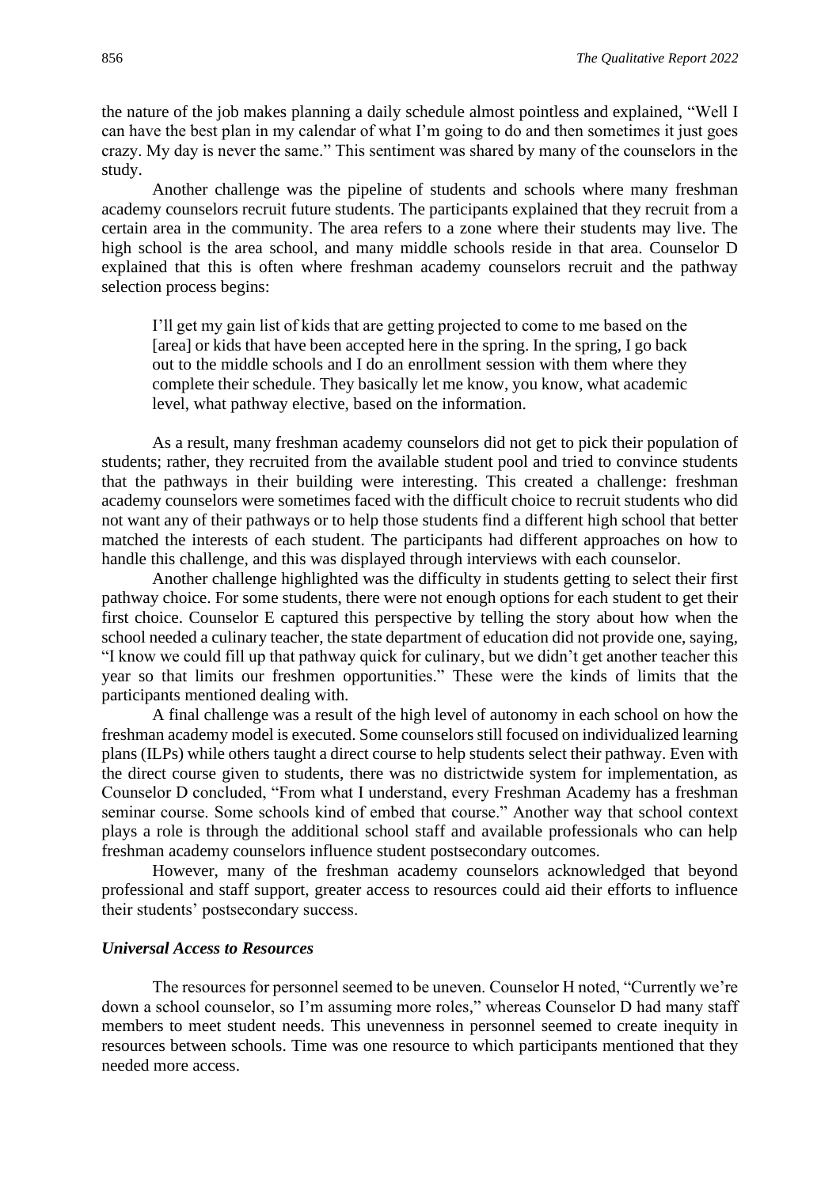the nature of the job makes planning a daily schedule almost pointless and explained, "Well I can have the best plan in my calendar of what I'm going to do and then sometimes it just goes crazy. My day is never the same." This sentiment was shared by many of the counselors in the study.

Another challenge was the pipeline of students and schools where many freshman academy counselors recruit future students. The participants explained that they recruit from a certain area in the community. The area refers to a zone where their students may live. The high school is the area school, and many middle schools reside in that area. Counselor D explained that this is often where freshman academy counselors recruit and the pathway selection process begins:

> I'll get my gain list of kids that are getting projected to come to me based on the [area] or kids that have been accepted here in the spring. In the spring, I go back out to the middle schools and I do an enrollment session with them where they complete their schedule. They basically let me know, you know, what academic level, what pathway elective, based on the information.

As a result, many freshman academy counselors did not get to pick their population of students; rather, they recruited from the available student pool and tried to convince students that the pathways in their building were interesting. This created a challenge: freshman academy counselors were sometimes faced with the difficult choice to recruit students who did not want any of their pathways or to help those students find a different high school that better matched the interests of each student. The participants had different approaches on how to handle this challenge, and this was displayed through interviews with each counselor.

Another challenge highlighted was the difficulty in students getting to select their first pathway choice. For some students, there were not enough options for each student to get their first choice. Counselor E captured this perspective by telling the story about how when the school needed a culinary teacher, the state department of education did not provide one, saying, "I know we could fill up that pathway quick for culinary, but we didn't get another teacher this year so that limits our freshmen opportunities." These were the kinds of limits that the participants mentioned dealing with.

A final challenge was a result of the high level of autonomy in each school on how the freshman academy model is executed. Some counselors still focused on individualized learning plans (ILPs) while others taught a direct course to help students select their pathway. Even with the direct course given to students, there was no districtwide system for implementation, as Counselor D concluded, "From what I understand, every Freshman Academy has a freshman seminar course. Some schools kind of embed that course." Another way that school context plays a role is through the additional school staff and available professionals who can help freshman academy counselors influence student postsecondary outcomes.

However, many of the freshman academy counselors acknowledged that beyond professional and staff support, greater access to resources could aid their efforts to influence their students' postsecondary success.

### *Universal Access to Resources*

The resources for personnel seemed to be uneven. Counselor H noted, "Currently we're down a school counselor, so I'm assuming more roles," whereas Counselor D had many staff members to meet student needs. This unevenness in personnel seemed to create inequity in resources between schools. Time was one resource to which participants mentioned that they needed more access.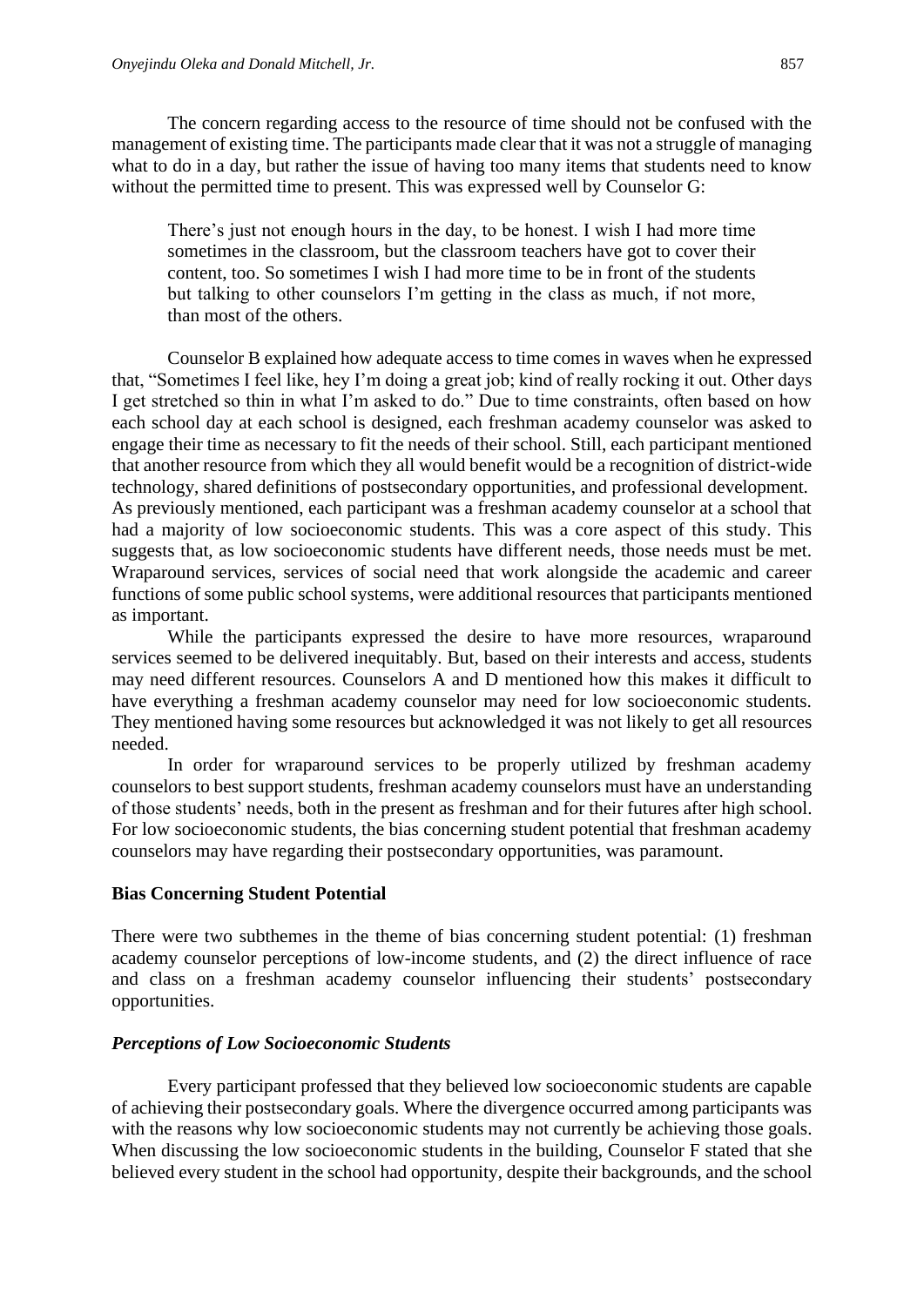The concern regarding access to the resource of time should not be confused with the management of existing time. The participants made clear that it was not a struggle of managing what to do in a day, but rather the issue of having too many items that students need to know without the permitted time to present. This was expressed well by Counselor G:

> There's just not enough hours in the day, to be honest. I wish I had more time sometimes in the classroom, but the classroom teachers have got to cover their content, too. So sometimes I wish I had more time to be in front of the students but talking to other counselors I'm getting in the class as much, if not more, than most of the others.

Counselor B explained how adequate access to time comes in waves when he expressed that, "Sometimes I feel like, hey I'm doing a great job; kind of really rocking it out. Other days I get stretched so thin in what I'm asked to do." Due to time constraints, often based on how each school day at each school is designed, each freshman academy counselor was asked to engage their time as necessary to fit the needs of their school. Still, each participant mentioned that another resource from which they all would benefit would be a recognition of district-wide technology, shared definitions of postsecondary opportunities, and professional development. As previously mentioned, each participant was a freshman academy counselor at a school that had a majority of low socioeconomic students. This was a core aspect of this study. This suggests that, as low socioeconomic students have different needs, those needs must be met. Wraparound services, services of social need that work alongside the academic and career functions of some public school systems, were additional resources that participants mentioned as important.

While the participants expressed the desire to have more resources, wraparound services seemed to be delivered inequitably. But, based on their interests and access, students may need different resources. Counselors A and D mentioned how this makes it difficult to have everything a freshman academy counselor may need for low socioeconomic students. They mentioned having some resources but acknowledged it was not likely to get all resources needed.

In order for wraparound services to be properly utilized by freshman academy counselors to best support students, freshman academy counselors must have an understanding of those students' needs, both in the present as freshman and for their futures after high school. For low socioeconomic students, the bias concerning student potential that freshman academy counselors may have regarding their postsecondary opportunities, was paramount.

### Bias Concerning Student Potential

There were two subthemes in the theme of bias concerning student potential: (1) freshman academy counselor perceptions of low-income students, and (2) the direct influence of race and class on a freshman academy counselor influencing their students' postsecondary opportunities.

#### *Perceptions of Low Socioeconomic Students*

Every participant professed that they believed low socioeconomic students are capable of achieving their postsecondary goals. Where the divergence occurred among participants was with the reasons why low socioeconomic students may not currently be achieving those goals. When discussing the low socioeconomic students in the building, Counselor F stated that she believed every student in the school had opportunity, despite their backgrounds, and the school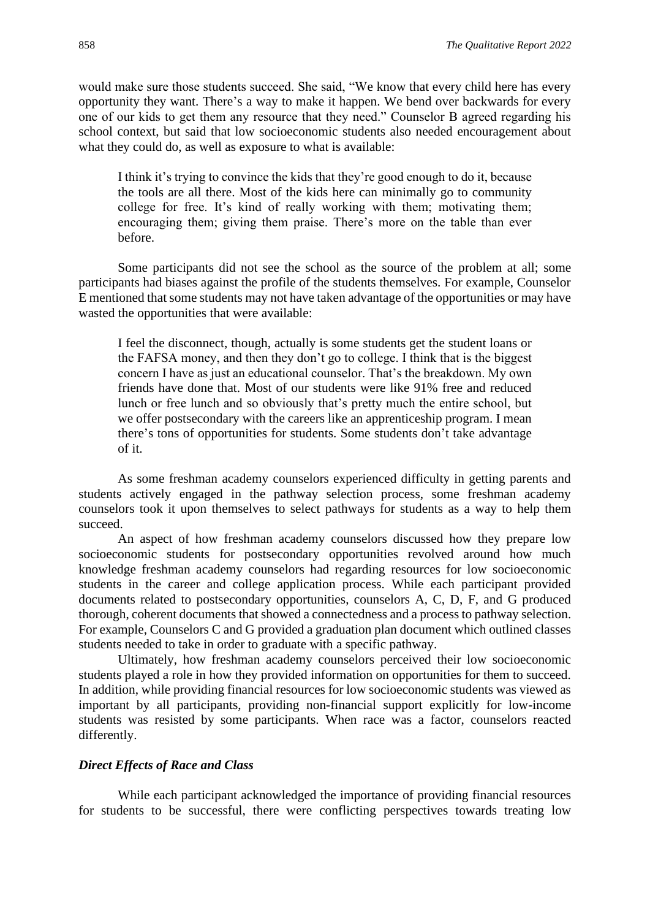would make sure those students succeed. She said, "We know that every child here has every opportunity they want. There's a way to make it happen. We bend over backwards for every one of our kids to get them any resource that they need." Counselor B agreed regarding his school context, but said that low socioeconomic students also needed encouragement about what they could do, as well as exposure to what is available:

> I think it's trying to convince the kids that they're good enough to do it, because the tools are all there. Most of the kids here can minimally go to community college for free. It's kind of really working with them; motivating them; encouraging them; giving them praise. There's more on the table than ever before.

Some participants did not see the school as the source of the problem at all; some participants had biases against the profile of the students themselves. For example, Counselor E mentioned that some students may not have taken advantage of the opportunities or may have wasted the opportunities that were available:

> I feel the disconnect, though, actually is some students get the student loans or the FAFSA money, and then they don't go to college. I think that is the biggest concern I have as just an educational counselor. That's the breakdown. My own friends have done that. Most of our students were like 91% free and reduced lunch or free lunch and so obviously that's pretty much the entire school, but we offer postsecondary with the careers like an apprenticeship program. I mean there's tons of opportunities for students. Some students don't take advantage of it.

As some freshman academy counselors experienced difficulty in getting parents and students actively engaged in the pathway selection process, some freshman academy counselors took it upon themselves to select pathways for students as a way to help them succeed.

An aspect of how freshman academy counselors discussed how they prepare low socioeconomic students for postsecondary opportunities revolved around how much knowledge freshman academy counselors had regarding resources for low socioeconomic students in the career and college application process. While each participant provided documents related to postsecondary opportunities, counselors A, C, D, F, and G produced thorough, coherent documents that showed a connectedness and a process to pathway selection. For example, Counselors C and G provided a graduation plan document which outlined classes students needed to take in order to graduate with a specific pathway.

Ultimately, how freshman academy counselors perceived their low socioeconomic students played a role in how they provided information on opportunities for them to succeed. In addition, while providing financial resources for low socioeconomic students was viewed as important by all participants, providing non-financial support explicitly for low-income students was resisted by some participants. When race was a factor, counselors reacted differently.

### *Direct Effects of Race and Class*

While each participant acknowledged the importance of providing financial resources for students to be successful, there were conflicting perspectives towards treating low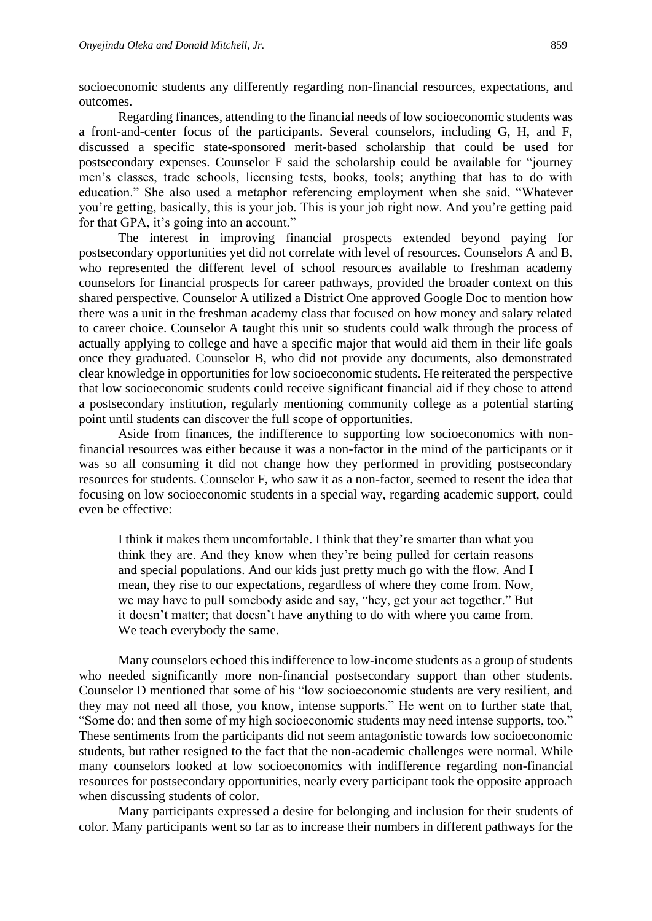socioeconomic students any differently regarding non-financial resources, expectations, and outcomes.

Regarding finances, attending to the financial needs of low socioeconomic students was a front-and-center focus of the participants. Several counselors, including G, H, and F, discussed a specific state-sponsored merit-based scholarship that could be used for postsecondary expenses. Counselor F said the scholarship could be available for "journey men's classes, trade schools, licensing tests, books, tools; anything that has to do with education." She also used a metaphor referencing employment when she said, "Whatever you're getting, basically, this is your job. This is your job right now. And you're getting paid for that GPA, it's going into an account."

The interest in improving financial prospects extended beyond paying for postsecondary opportunities yet did not correlate with level of resources. Counselors A and B, who represented the different level of school resources available to freshman academy counselors for financial prospects for career pathways, provided the broader context on this shared perspective. Counselor A utilized a District One approved Google Doc to mention how there was a unit in the freshman academy class that focused on how money and salary related to career choice. Counselor A taught this unit so students could walk through the process of actually applying to college and have a specific major that would aid them in their life goals once they graduated. Counselor B, who did not provide any documents, also demonstrated clear knowledge in opportunities for low socioeconomic students. He reiterated the perspective that low socioeconomic students could receive significant financial aid if they chose to attend a postsecondary institution, regularly mentioning community college as a potential starting point until students can discover the full scope of opportunities.

Aside from finances, the indifference to supporting low socioeconomics with non-financial resources was either because it was a non-factor in the mind of the participants or it was so all consuming it did not change how they performed in providing postsecondary resources for students. Counselor F, who saw it as a non-factor, seemed to resent the idea that focusing on low socioeconomic students in a special way, regarding academic support, could even be effective:

> I think it makes them uncomfortable. I think that they're smarter than what you think they are. And they know when they're being pulled for certain reasons and special populations. And our kids just pretty much go with the flow. And I mean, they rise to our expectations, regardless of where they come from. Now, we may have to pull somebody aside and say, "hey, get your act together." But it doesn't matter; that doesn't have anything to do with where you came from. We teach everybody the same.

Many counselors echoed this indifference to low-income students as a group of students who needed significantly more non-financial postsecondary support than other students. Counselor D mentioned that some of his "low socioeconomic students are very resilient, and they may not need all those, you know, intense supports." He went on to further state that, "Some do; and then some of my high socioeconomic students may need intense supports, too." These sentiments from the participants did not seem antagonistic towards low socioeconomic students, but rather resigned to the fact that the non-academic challenges were normal. While many counselors looked at low socioeconomics with indifference regarding non-financial resources for postsecondary opportunities, nearly every participant took the opposite approach when discussing students of color.

Many participants expressed a desire for belonging and inclusion for their students of color. Many participants went so far as to increase their numbers in different pathways for the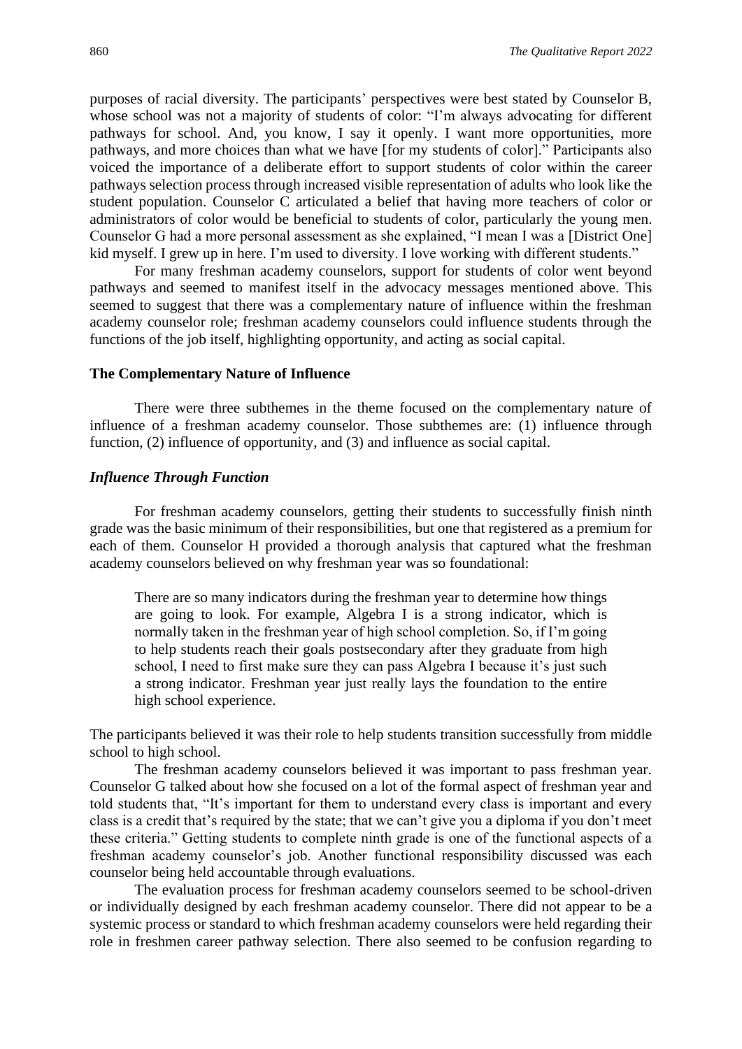purposes of racial diversity. The participants' perspectives were best stated by Counselor B, whose school was not a majority of students of color: "I'm always advocating for different pathways for school. And, you know, I say it openly. I want more opportunities, more pathways, and more choices than what we have [for my students of color]." Participants also voiced the importance of a deliberate effort to support students of color within the career pathways selection process through increased visible representation of adults who look like the student population. Counselor C articulated a belief that having more teachers of color or administrators of color would be beneficial to students of color, particularly the young men. Counselor G had a more personal assessment as she explained, "I mean I was a [District One] kid myself. I grew up in here. I'm used to diversity. I love working with different students."

For many freshman academy counselors, support for students of color went beyond pathways and seemed to manifest itself in the advocacy messages mentioned above. This seemed to suggest that there was a complementary nature of influence within the freshman academy counselor role; freshman academy counselors could influence students through the functions of the job itself, highlighting opportunity, and acting as social capital.

### The Complementary Nature of Influence

There were three subthemes in the theme focused on the complementary nature of influence of a freshman academy counselor. Those subthemes are: (1) influence through function, (2) influence of opportunity, and (3) and influence as social capital.

#### *Influence Through Function*

For freshman academy counselors, getting their students to successfully finish ninth grade was the basic minimum of their responsibilities, but one that registered as a premium for each of them. Counselor H provided a thorough analysis that captured what the freshman academy counselors believed on why freshman year was so foundational:

> There are so many indicators during the freshman year to determine how things are going to look. For example, Algebra I is a strong indicator, which is normally taken in the freshman year of high school completion. So, if I'm going to help students reach their goals postsecondary after they graduate from high school, I need to first make sure they can pass Algebra I because it's just such a strong indicator. Freshman year just really lays the foundation to the entire high school experience.

The participants believed it was their role to help students transition successfully from middle school to high school.

The freshman academy counselors believed it was important to pass freshman year. Counselor G talked about how she focused on a lot of the formal aspect of freshman year and told students that, "It's important for them to understand every class is important and every class is a credit that's required by the state; that we can't give you a diploma if you don't meet these criteria." Getting students to complete ninth grade is one of the functional aspects of a freshman academy counselor's job. Another functional responsibility discussed was each counselor being held accountable through evaluations.

The evaluation process for freshman academy counselors seemed to be school-driven or individually designed by each freshman academy counselor. There did not appear to be a systemic process or standard to which freshman academy counselors were held regarding their role in freshmen career pathway selection. There also seemed to be confusion regarding to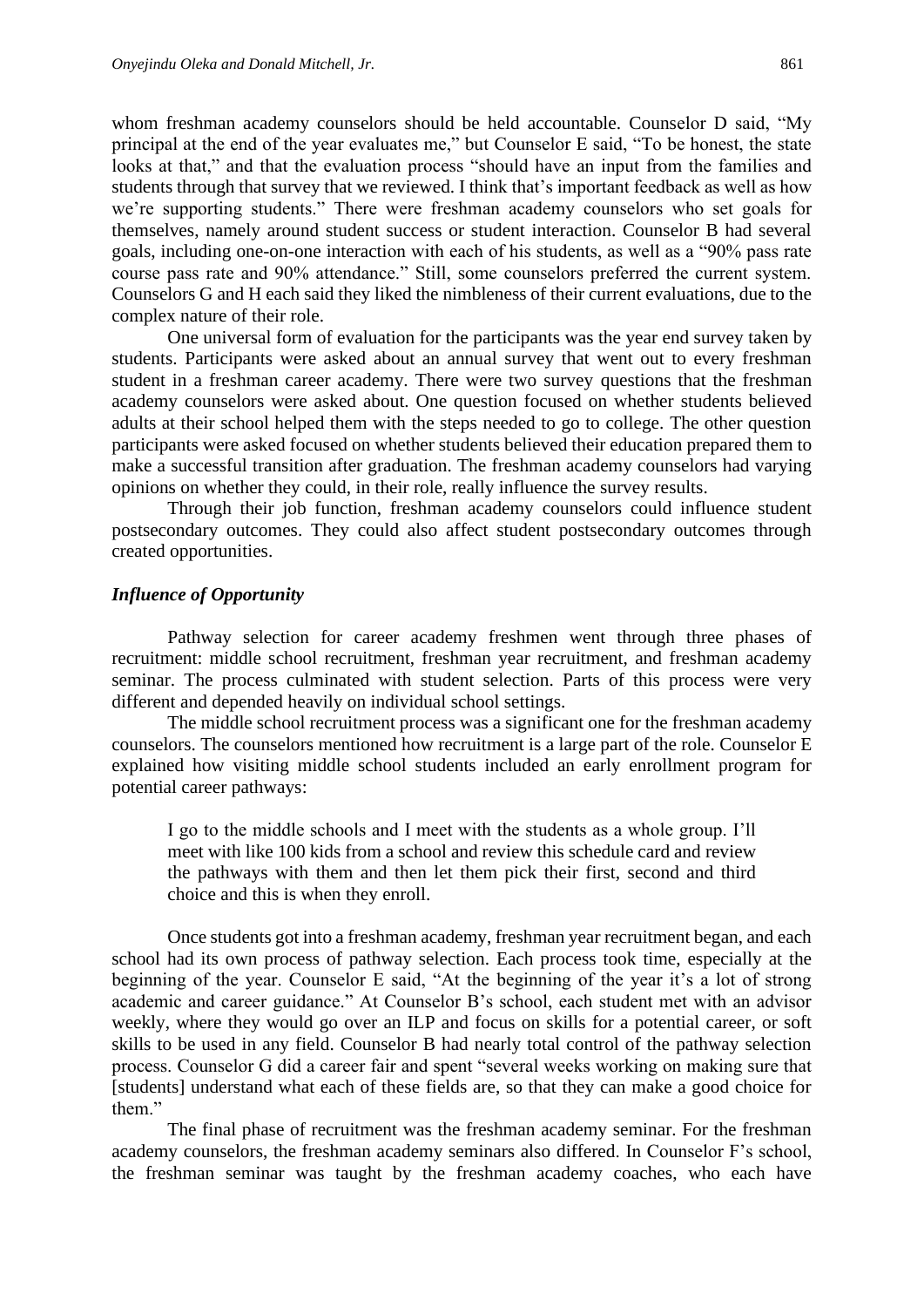whom freshman academy counselors should be held accountable. Counselor D said, "My principal at the end of the year evaluates me," but Counselor E said, "To be honest, the state looks at that," and that the evaluation process "should have an input from the families and students through that survey that we reviewed. I think that's important feedback as well as how we're supporting students." There were freshman academy counselors who set goals for themselves, namely around student success or student interaction. Counselor B had several goals, including one-on-one interaction with each of his students, as well as a "90% pass rate course pass rate and 90% attendance." Still, some counselors preferred the current system. Counselors G and H each said they liked the nimbleness of their current evaluations, due to the complex nature of their role.

One universal form of evaluation for the participants was the year end survey taken by students. Participants were asked about an annual survey that went out to every freshman student in a freshman career academy. There were two survey questions that the freshman academy counselors were asked about. One question focused on whether students believed adults at their school helped them with the steps needed to go to college. The other question participants were asked focused on whether students believed their education prepared them to make a successful transition after graduation. The freshman academy counselors had varying opinions on whether they could, in their role, really influence the survey results.

Through their job function, freshman academy counselors could influence student postsecondary outcomes. They could also affect student postsecondary outcomes through created opportunities.

### *Influence of Opportunity*

Pathway selection for career academy freshmen went through three phases of recruitment: middle school recruitment, freshman year recruitment, and freshman academy seminar. The process culminated with student selection. Parts of this process were very different and depended heavily on individual school settings.

The middle school recruitment process was a significant one for the freshman academy counselors. The counselors mentioned how recruitment is a large part of the role. Counselor E explained how visiting middle school students included an early enrollment program for potential career pathways:

> I go to the middle schools and I meet with the students as a whole group. I'll meet with like 100 kids from a school and review this schedule card and review the pathways with them and then let them pick their first, second and third choice and this is when they enroll.

Once students got into a freshman academy, freshman year recruitment began, and each school had its own process of pathway selection. Each process took time, especially at the beginning of the year. Counselor E said, "At the beginning of the year it's a lot of strong academic and career guidance." At Counselor B's school, each student met with an advisor weekly, where they would go over an ILP and focus on skills for a potential career, or soft skills to be used in any field. Counselor B had nearly total control of the pathway selection process. Counselor G did a career fair and spent "several weeks working on making sure that [students] understand what each of these fields are, so that they can make a good choice for them."

The final phase of recruitment was the freshman academy seminar. For the freshman academy counselors, the freshman academy seminars also differed. In Counselor F's school, the freshman seminar was taught by the freshman academy coaches, who each have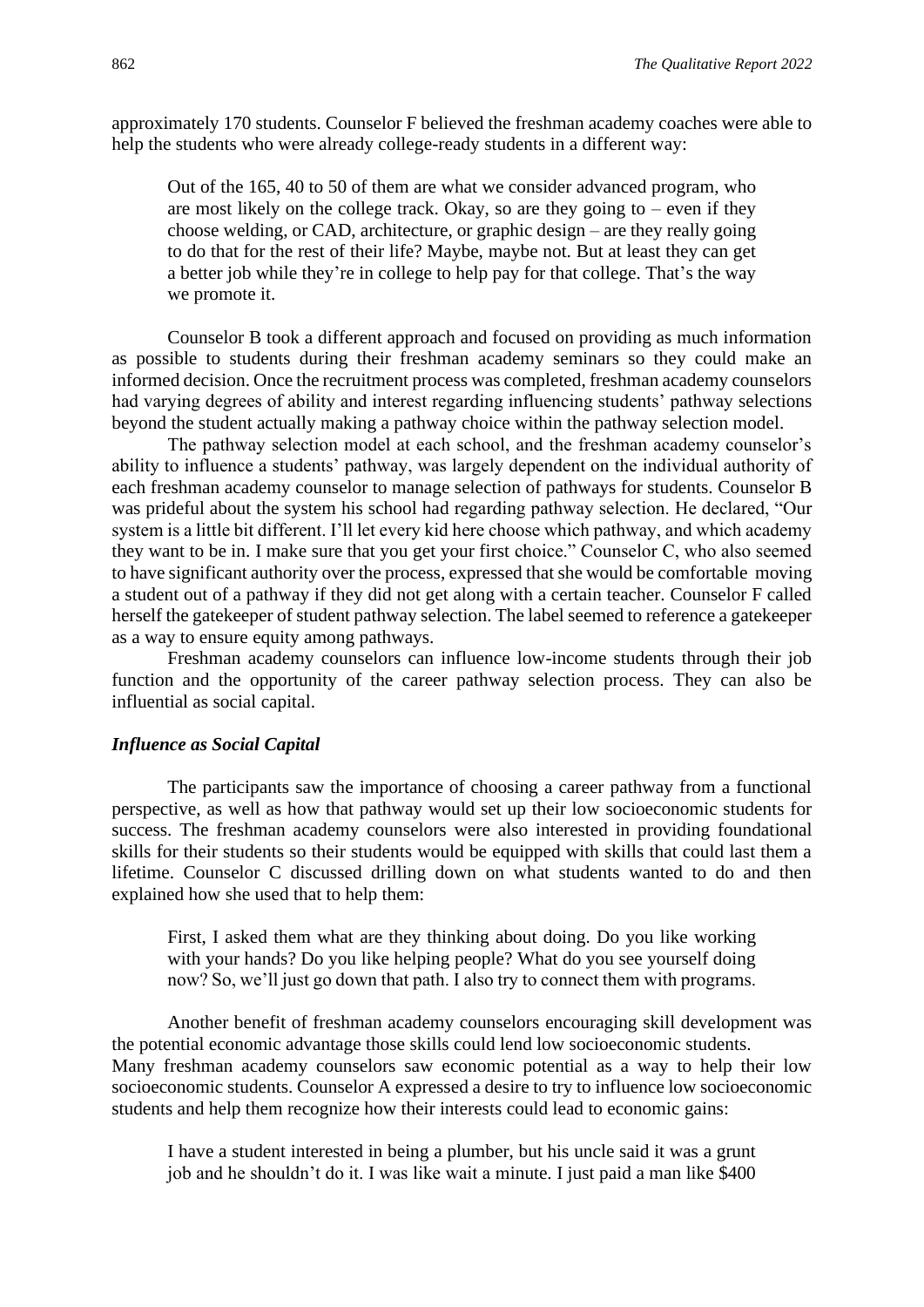approximately 170 students. Counselor F believed the freshman academy coaches were able to help the students who were already college-ready students in a different way:

> Out of the 165, 40 to 50 of them are what we consider advanced program, who are most likely on the college track. Okay, so are they going to – even if they choose welding, or CAD, architecture, or graphic design – are they really going to do that for the rest of their life? Maybe, maybe not. But at least they can get a better job while they're in college to help pay for that college. That's the way we promote it.

Counselor B took a different approach and focused on providing as much information as possible to students during their freshman academy seminars so they could make an informed decision. Once the recruitment process was completed, freshman academy counselors had varying degrees of ability and interest regarding influencing students' pathway selections beyond the student actually making a pathway choice within the pathway selection model.

The pathway selection model at each school, and the freshman academy counselor's ability to influence a students' pathway, was largely dependent on the individual authority of each freshman academy counselor to manage selection of pathways for students. Counselor B was prideful about the system his school had regarding pathway selection. He declared, "Our system is a little bit different. I'll let every kid here choose which pathway, and which academy they want to be in. I make sure that you get your first choice." Counselor C, who also seemed to have significant authority over the process, expressed that she would be comfortable moving a student out of a pathway if they did not get along with a certain teacher. Counselor F called herself the gatekeeper of student pathway selection. The label seemed to reference a gatekeeper as a way to ensure equity among pathways.

Freshman academy counselors can influence low-income students through their job function and the opportunity of the career pathway selection process. They can also be influential as social capital.

### *Influence as Social Capital*

The participants saw the importance of choosing a career pathway from a functional perspective, as well as how that pathway would set up their low socioeconomic students for success. The freshman academy counselors were also interested in providing foundational skills for their students so their students would be equipped with skills that could last them a lifetime. Counselor C discussed drilling down on what students wanted to do and then explained how she used that to help them:

> First, I asked them what are they thinking about doing. Do you like working with your hands? Do you like helping people? What do you see yourself doing now? So, we'll just go down that path. I also try to connect them with programs.

Another benefit of freshman academy counselors encouraging skill development was the potential economic advantage those skills could lend low socioeconomic students. Many freshman academy counselors saw economic potential as a way to help their low socioeconomic students. Counselor A expressed a desire to try to influence low socioeconomic students and help them recognize how their interests could lead to economic gains:

> I have a student interested in being a plumber, but his uncle said it was a grunt job and he shouldn't do it. I was like wait a minute. I just paid a man like $400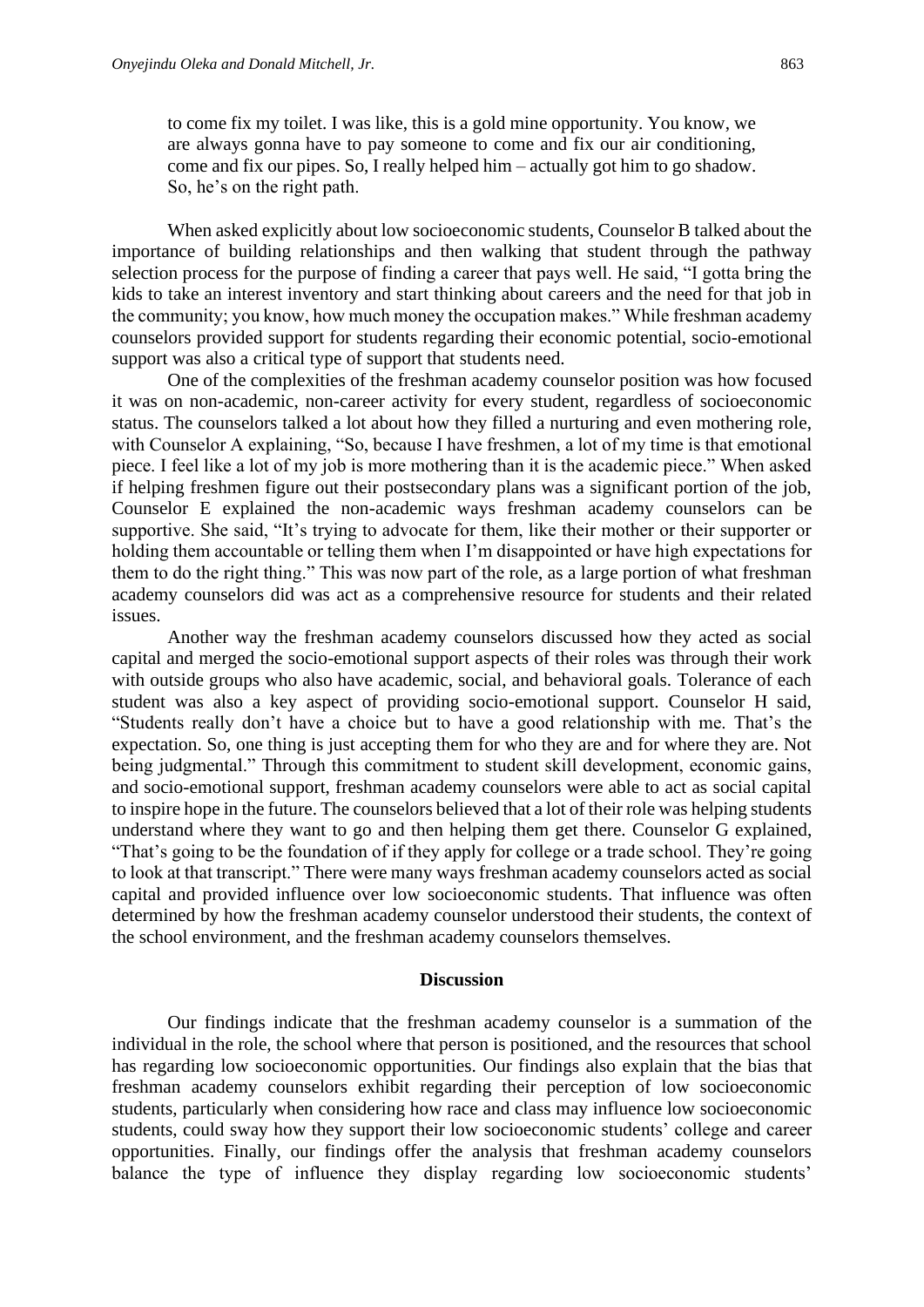> to come fix my toilet. I was like, this is a gold mine opportunity. You know, we are always gonna have to pay someone to come and fix our air conditioning, come and fix our pipes. So, I really helped him – actually got him to go shadow. So, he's on the right path.

When asked explicitly about low socioeconomic students, Counselor B talked about the importance of building relationships and then walking that student through the pathway selection process for the purpose of finding a career that pays well. He said, "I gotta bring the kids to take an interest inventory and start thinking about careers and the need for that job in the community; you know, how much money the occupation makes." While freshman academy counselors provided support for students regarding their economic potential, socio-emotional support was also a critical type of support that students need.

One of the complexities of the freshman academy counselor position was how focused it was on non-academic, non-career activity for every student, regardless of socioeconomic status. The counselors talked a lot about how they filled a nurturing and even mothering role, with Counselor A explaining, "So, because I have freshmen, a lot of my time is that emotional piece. I feel like a lot of my job is more mothering than it is the academic piece." When asked if helping freshmen figure out their postsecondary plans was a significant portion of the job, Counselor E explained the non-academic ways freshman academy counselors can be supportive. She said, "It's trying to advocate for them, like their mother or their supporter or holding them accountable or telling them when I'm disappointed or have high expectations for them to do the right thing." This was now part of the role, as a large portion of what freshman academy counselors did was act as a comprehensive resource for students and their related issues.

Another way the freshman academy counselors discussed how they acted as social capital and merged the socio-emotional support aspects of their roles was through their work with outside groups who also have academic, social, and behavioral goals. Tolerance of each student was also a key aspect of providing socio-emotional support. Counselor H said, "Students really don't have a choice but to have a good relationship with me. That's the expectation. So, one thing is just accepting them for who they are and for where they are. Not being judgmental." Through this commitment to student skill development, economic gains, and socio-emotional support, freshman academy counselors were able to act as social capital to inspire hope in the future. The counselors believed that a lot of their role was helping students understand where they want to go and then helping them get there. Counselor G explained, "That's going to be the foundation of if they apply for college or a trade school. They're going to look at that transcript." There were many ways freshman academy counselors acted as social capital and provided influence over low socioeconomic students. That influence was often determined by how the freshman academy counselor understood their students, the context of the school environment, and the freshman academy counselors themselves.

## Discussion

Our findings indicate that the freshman academy counselor is a summation of the individual in the role, the school where that person is positioned, and the resources that school has regarding low socioeconomic opportunities. Our findings also explain that the bias that freshman academy counselors exhibit regarding their perception of low socioeconomic students, particularly when considering how race and class may influence low socioeconomic students, could sway how they support their low socioeconomic students' college and career opportunities. Finally, our findings offer the analysis that freshman academy counselors balance the type of influence they display regarding low socioeconomic students'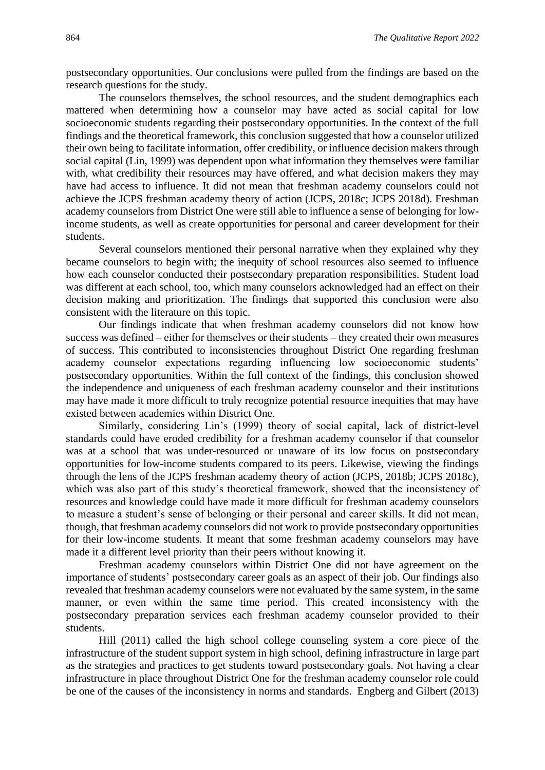postsecondary opportunities. Our conclusions were pulled from the findings are based on the research questions for the study.

The counselors themselves, the school resources, and the student demographics each mattered when determining how a counselor may have acted as social capital for low socioeconomic students regarding their postsecondary opportunities. In the context of the full findings and the theoretical framework, this conclusion suggested that how a counselor utilized their own being to facilitate information, offer credibility, or influence decision makers through social capital (Lin, 1999) was dependent upon what information they themselves were familiar with, what credibility their resources may have offered, and what decision makers they may have had access to influence. It did not mean that freshman academy counselors could not achieve the JCPS freshman academy theory of action (JCPS, 2018c; JCPS 2018d). Freshman academy counselors from District One were still able to influence a sense of belonging for low-income students, as well as create opportunities for personal and career development for their students.

Several counselors mentioned their personal narrative when they explained why they became counselors to begin with; the inequity of school resources also seemed to influence how each counselor conducted their postsecondary preparation responsibilities. Student load was different at each school, too, which many counselors acknowledged had an effect on their decision making and prioritization. The findings that supported this conclusion were also consistent with the literature on this topic.

Our findings indicate that when freshman academy counselors did not know how success was defined – either for themselves or their students – they created their own measures of success. This contributed to inconsistencies throughout District One regarding freshman academy counselor expectations regarding influencing low socioeconomic students' postsecondary opportunities. Within the full context of the findings, this conclusion showed the independence and uniqueness of each freshman academy counselor and their institutions may have made it more difficult to truly recognize potential resource inequities that may have existed between academies within District One.

Similarly, considering Lin's (1999) theory of social capital, lack of district-level standards could have eroded credibility for a freshman academy counselor if that counselor was at a school that was under-resourced or unaware of its low focus on postsecondary opportunities for low-income students compared to its peers. Likewise, viewing the findings through the lens of the JCPS freshman academy theory of action (JCPS, 2018b; JCPS 2018c), which was also part of this study's theoretical framework, showed that the inconsistency of resources and knowledge could have made it more difficult for freshman academy counselors to measure a student's sense of belonging or their personal and career skills. It did not mean, though, that freshman academy counselors did not work to provide postsecondary opportunities for their low-income students. It meant that some freshman academy counselors may have made it a different level priority than their peers without knowing it.

Freshman academy counselors within District One did not have agreement on the importance of students' postsecondary career goals as an aspect of their job. Our findings also revealed that freshman academy counselors were not evaluated by the same system, in the same manner, or even within the same time period. This created inconsistency with the postsecondary preparation services each freshman academy counselor provided to their students.

Hill (2011) called the high school college counseling system a core piece of the infrastructure of the student support system in high school, defining infrastructure in large part as the strategies and practices to get students toward postsecondary goals. Not having a clear infrastructure in place throughout District One for the freshman academy counselor role could be one of the causes of the inconsistency in norms and standards. Engberg and Gilbert (2013)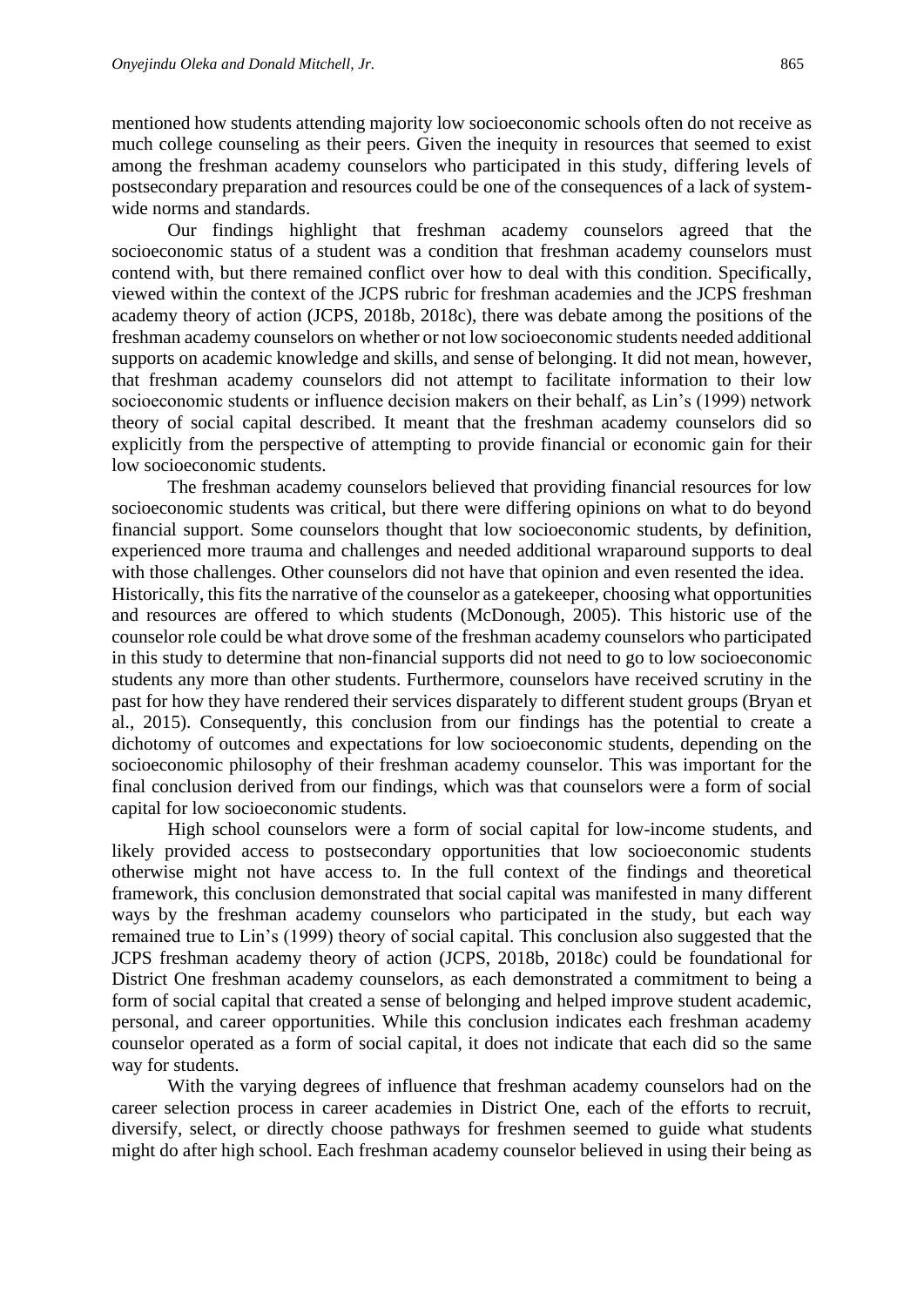mentioned how students attending majority low socioeconomic schools often do not receive as much college counseling as their peers. Given the inequity in resources that seemed to exist among the freshman academy counselors who participated in this study, differing levels of postsecondary preparation and resources could be one of the consequences of a lack of system-wide norms and standards.

Our findings highlight that freshman academy counselors agreed that the socioeconomic status of a student was a condition that freshman academy counselors must contend with, but there remained conflict over how to deal with this condition. Specifically, viewed within the context of the JCPS rubric for freshman academies and the JCPS freshman academy theory of action (JCPS, 2018b, 2018c), there was debate among the positions of the freshman academy counselors on whether or not low socioeconomic students needed additional supports on academic knowledge and skills, and sense of belonging. It did not mean, however, that freshman academy counselors did not attempt to facilitate information to their low socioeconomic students or influence decision makers on their behalf, as Lin's (1999) network theory of social capital described. It meant that the freshman academy counselors did so explicitly from the perspective of attempting to provide financial or economic gain for their low socioeconomic students.

The freshman academy counselors believed that providing financial resources for low socioeconomic students was critical, but there were differing opinions on what to do beyond financial support. Some counselors thought that low socioeconomic students, by definition, experienced more trauma and challenges and needed additional wraparound supports to deal with those challenges. Other counselors did not have that opinion and even resented the idea. Historically, this fits the narrative of the counselor as a gatekeeper, choosing what opportunities and resources are offered to which students (McDonough, 2005). This historic use of the counselor role could be what drove some of the freshman academy counselors who participated in this study to determine that non-financial supports did not need to go to low socioeconomic students any more than other students. Furthermore, counselors have received scrutiny in the past for how they have rendered their services disparately to different student groups (Bryan et al., 2015). Consequently, this conclusion from our findings has the potential to create a dichotomy of outcomes and expectations for low socioeconomic students, depending on the socioeconomic philosophy of their freshman academy counselor. This was important for the final conclusion derived from our findings, which was that counselors were a form of social capital for low socioeconomic students.

High school counselors were a form of social capital for low-income students, and likely provided access to postsecondary opportunities that low socioeconomic students otherwise might not have access to. In the full context of the findings and theoretical framework, this conclusion demonstrated that social capital was manifested in many different ways by the freshman academy counselors who participated in the study, but each way remained true to Lin's (1999) theory of social capital. This conclusion also suggested that the JCPS freshman academy theory of action (JCPS, 2018b, 2018c) could be foundational for District One freshman academy counselors, as each demonstrated a commitment to being a form of social capital that created a sense of belonging and helped improve student academic, personal, and career opportunities. While this conclusion indicates each freshman academy counselor operated as a form of social capital, it does not indicate that each did so the same way for students.

With the varying degrees of influence that freshman academy counselors had on the career selection process in career academies in District One, each of the efforts to recruit, diversify, select, or directly choose pathways for freshmen seemed to guide what students might do after high school. Each freshman academy counselor believed in using their being as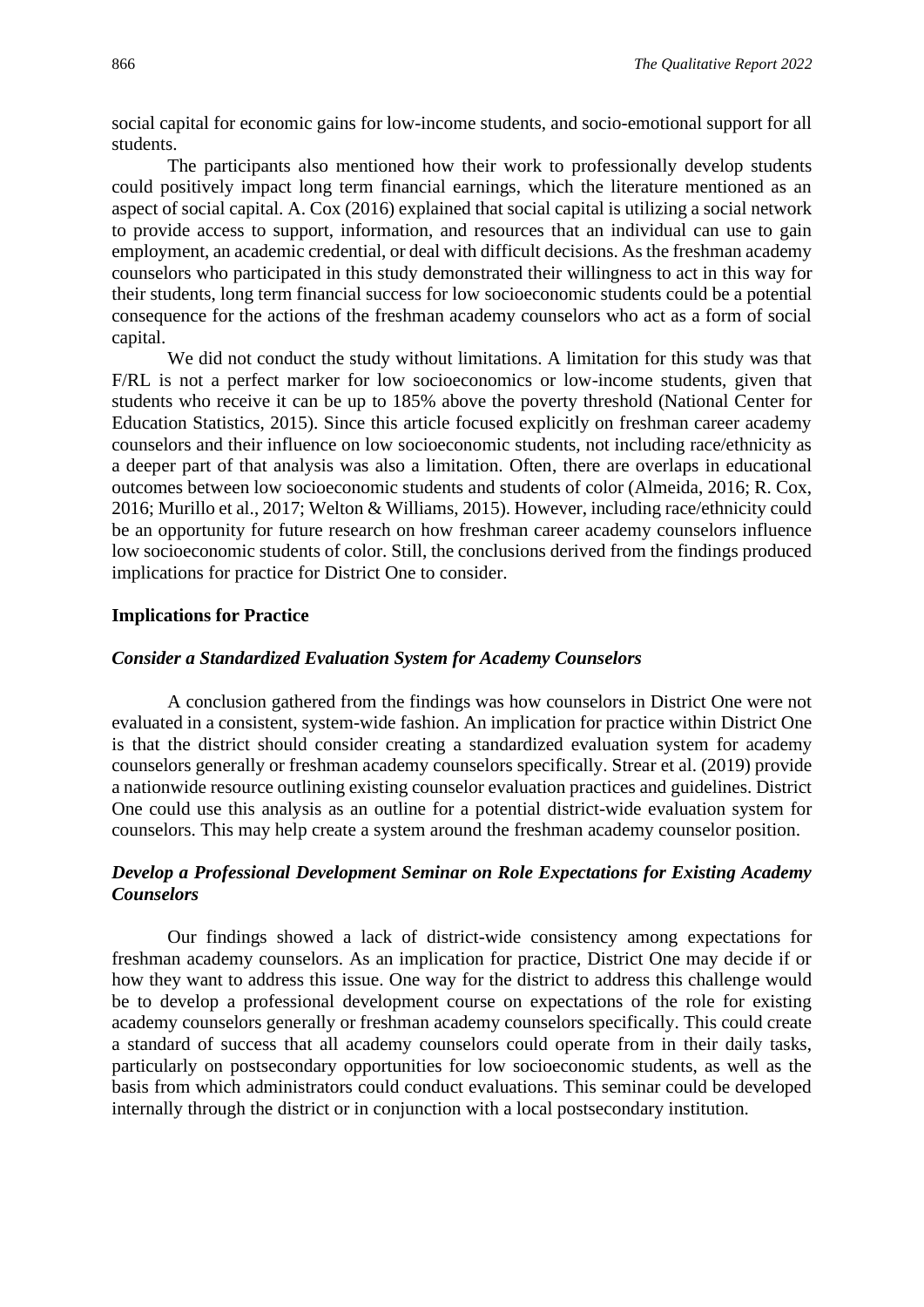social capital for economic gains for low-income students, and socio-emotional support for all students.

The participants also mentioned how their work to professionally develop students could positively impact long term financial earnings, which the literature mentioned as an aspect of social capital. A. Cox (2016) explained that social capital is utilizing a social network to provide access to support, information, and resources that an individual can use to gain employment, an academic credential, or deal with difficult decisions. As the freshman academy counselors who participated in this study demonstrated their willingness to act in this way for their students, long term financial success for low socioeconomic students could be a potential consequence for the actions of the freshman academy counselors who act as a form of social capital.

We did not conduct the study without limitations. A limitation for this study was that F/RL is not a perfect marker for low socioeconomics or low-income students, given that students who receive it can be up to 185% above the poverty threshold (National Center for Education Statistics, 2015). Since this article focused explicitly on freshman career academy counselors and their influence on low socioeconomic students, not including race/ethnicity as a deeper part of that analysis was also a limitation. Often, there are overlaps in educational outcomes between low socioeconomic students and students of color (Almeida, 2016; R. Cox, 2016; Murillo et al., 2017; Welton & Williams, 2015). However, including race/ethnicity could be an opportunity for future research on how freshman career academy counselors influence low socioeconomic students of color. Still, the conclusions derived from the findings produced implications for practice for District One to consider.

## Implications for Practice

### *Consider a Standardized Evaluation System for Academy Counselors*

A conclusion gathered from the findings was how counselors in District One were not evaluated in a consistent, system-wide fashion. An implication for practice within District One is that the district should consider creating a standardized evaluation system for academy counselors generally or freshman academy counselors specifically. Strear et al. (2019) provide a nationwide resource outlining existing counselor evaluation practices and guidelines. District One could use this analysis as an outline for a potential district-wide evaluation system for counselors. This may help create a system around the freshman academy counselor position.

### *Develop a Professional Development Seminar on Role Expectations for Existing Academy Counselors*

Our findings showed a lack of district-wide consistency among expectations for freshman academy counselors. As an implication for practice, District One may decide if or how they want to address this issue. One way for the district to address this challenge would be to develop a professional development course on expectations of the role for existing academy counselors generally or freshman academy counselors specifically. This could create a standard of success that all academy counselors could operate from in their daily tasks, particularly on postsecondary opportunities for low socioeconomic students, as well as the basis from which administrators could conduct evaluations. This seminar could be developed internally through the district or in conjunction with a local postsecondary institution.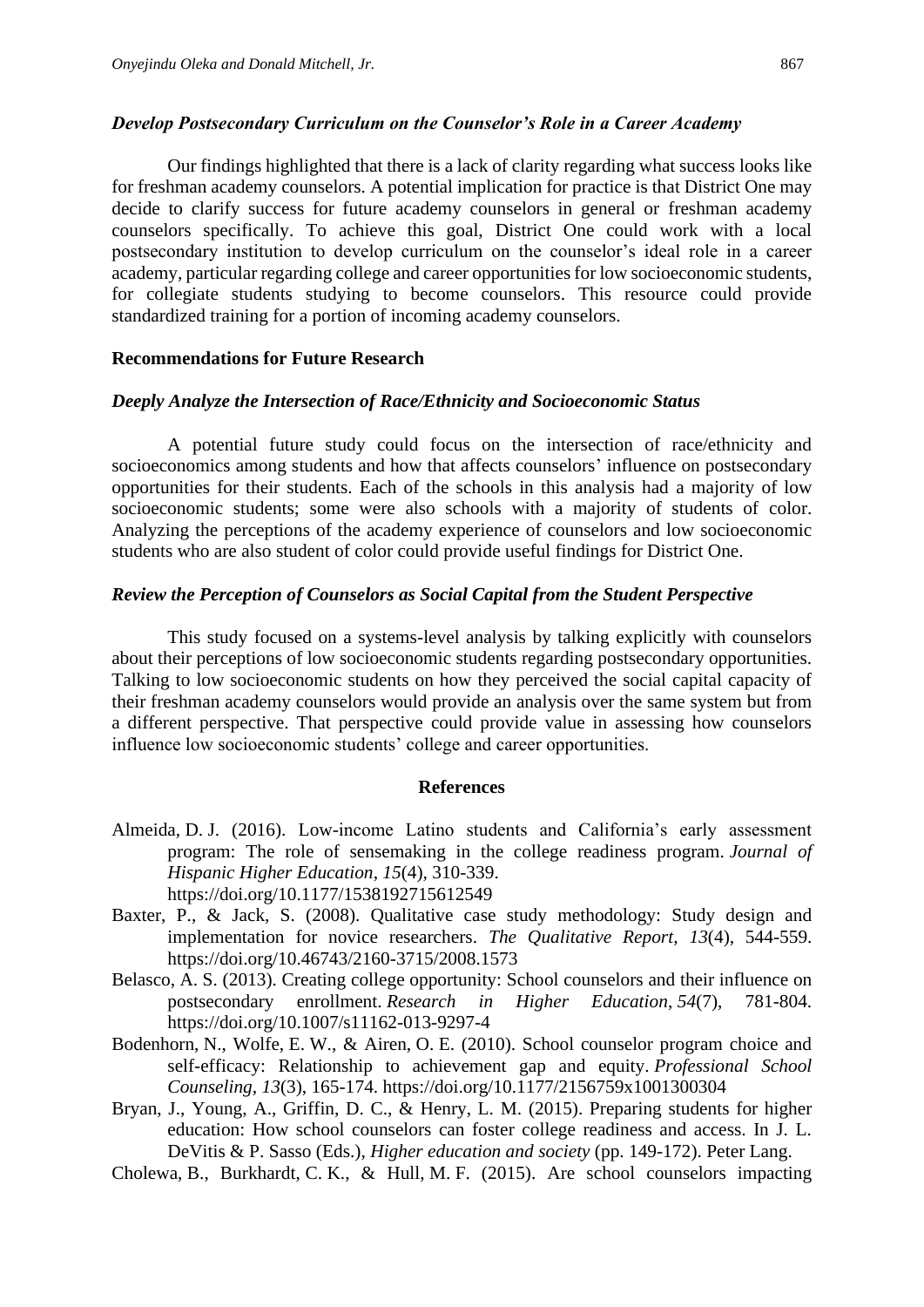### *Develop Postsecondary Curriculum on the Counselor's Role in a Career Academy*

Our findings highlighted that there is a lack of clarity regarding what success looks like for freshman academy counselors. A potential implication for practice is that District One may decide to clarify success for future academy counselors in general or freshman academy counselors specifically. To achieve this goal, District One could work with a local postsecondary institution to develop curriculum on the counselor's ideal role in a career academy, particular regarding college and career opportunities for low socioeconomic students, for collegiate students studying to become counselors. This resource could provide standardized training for a portion of incoming academy counselors.

## Recommendations for Future Research

### *Deeply Analyze the Intersection of Race/Ethnicity and Socioeconomic Status*

A potential future study could focus on the intersection of race/ethnicity and socioeconomics among students and how that affects counselors' influence on postsecondary opportunities for their students. Each of the schools in this analysis had a majority of low socioeconomic students; some were also schools with a majority of students of color. Analyzing the perceptions of the academy experience of counselors and low socioeconomic students who are also student of color could provide useful findings for District One.

### *Review the Perception of Counselors as Social Capital from the Student Perspective*

This study focused on a systems-level analysis by talking explicitly with counselors about their perceptions of low socioeconomic students regarding postsecondary opportunities. Talking to low socioeconomic students on how they perceived the social capital capacity of their freshman academy counselors would provide an analysis over the same system but from a different perspective. That perspective could provide value in assessing how counselors influence low socioeconomic students' college and career opportunities.

## References

Almeida, D. J. (2016). Low-income Latino students and California's early assessment program: The role of sensemaking in the college readiness program. *Journal of Hispanic Higher Education*, *15*(4), 310-339. https://doi.org/10.1177/1538192715612549

Baxter, P., & Jack, S. (2008). Qualitative case study methodology: Study design and implementation for novice researchers. *The Qualitative Report*, *13*(4), 544-559. https://doi.org/10.46743/2160-3715/2008.1573

Belasco, A. S. (2013). Creating college opportunity: School counselors and their influence on postsecondary enrollment. *Research in Higher Education*, *54*(7), 781-804. https://doi.org/10.1007/s11162-013-9297-4

Bodenhorn, N., Wolfe, E. W., & Airen, O. E. (2010). School counselor program choice and self-efficacy: Relationship to achievement gap and equity. *Professional School Counseling*, *13*(3), 165-174. https://doi.org/10.1177/2156759x1001300304

Bryan, J., Young, A., Griffin, D. C., & Henry, L. M. (2015). Preparing students for higher education: How school counselors can foster college readiness and access. In J. L. DeVitis & P. Sasso (Eds.), *Higher education and society* (pp. 149-172). Peter Lang.

Cholewa, B., Burkhardt, C. K., & Hull, M. F. (2015). Are school counselors impacting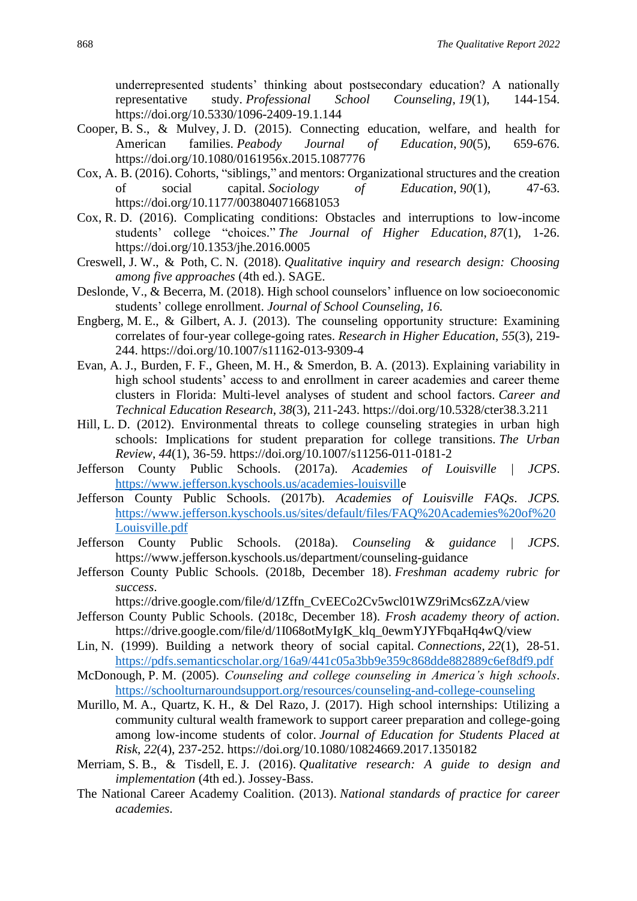underrepresented students' thinking about postsecondary education? A nationally representative study. *Professional School Counseling*, *19*(1), 144-154. https://doi.org/10.5330/1096-2409-19.1.144

Cooper, B. S., & Mulvey, J. D. (2015). Connecting education, welfare, and health for American families. *Peabody Journal of Education*, *90*(5), 659-676. https://doi.org/10.1080/0161956x.2015.1087776

Cox, A. B. (2016). Cohorts, "siblings," and mentors: Organizational structures and the creation of social capital. *Sociology of Education*, *90*(1), 47-63. https://doi.org/10.1177/0038040716681053

Cox, R. D. (2016). Complicating conditions: Obstacles and interruptions to low-income students' college "choices." *The Journal of Higher Education*, *87*(1), 1-26. https://doi.org/10.1353/jhe.2016.0005

Creswell, J. W., & Poth, C. N. (2018). *Qualitative inquiry and research design: Choosing among five approaches* (4th ed.). SAGE.

Deslonde, V., & Becerra, M. (2018). High school counselors' influence on low socioeconomic students' college enrollment. *Journal of School Counseling, 16.*

Engberg, M. E., & Gilbert, A. J. (2013). The counseling opportunity structure: Examining correlates of four-year college-going rates. *Research in Higher Education*, *55*(3), 219-244. https://doi.org/10.1007/s11162-013-9309-4

Evan, A. J., Burden, F. F., Gheen, M. H., & Smerdon, B. A. (2013). Explaining variability in high school students' access to and enrollment in career academies and career theme clusters in Florida: Multi-level analyses of student and school factors. *Career and Technical Education Research*, *38*(3), 211-243. https://doi.org/10.5328/cter38.3.211

Hill, L. D. (2012). Environmental threats to college counseling strategies in urban high schools: Implications for student preparation for college transitions. *The Urban Review*, *44*(1), 36-59. https://doi.org/10.1007/s11256-011-0181-2

Jefferson County Public Schools. (2017a). *Academies of Louisville | JCPS*. https://www.jefferson.kyschools.us/academies-louisville

Jefferson County Public Schools. (2017b). *Academies of Louisville FAQs*. *JCPS.* https://www.jefferson.kyschools.us/sites/default/files/FAQ%20Academies%20of%20Louisville.pdf

Jefferson County Public Schools. (2018a). *Counseling & guidance | JCPS*. https://www.jefferson.kyschools.us/department/counseling-guidance

Jefferson County Public Schools. (2018b, December 18). *Freshman academy rubric for success*. https://drive.google.com/file/d/1Zffn_CvEECo2Cv5wcl01WZ9riMcs6ZzA/view

Jefferson County Public Schools. (2018c, December 18). *Frosh academy theory of action*. https://drive.google.com/file/d/1I068otMyIgK_klq_0ewmYJYFbqaHq4wQ/view

Lin, N. (1999). Building a network theory of social capital. *Connections*, *22*(1), 28-51. https://pdfs.semanticscholar.org/16a9/441c05a3bb9e359c868dde882889c6ef8df9.pdf

McDonough, P. M. (2005). *Counseling and college counseling in America's high schools*. https://schoolturnaroundsupport.org/resources/counseling-and-college-counseling

Murillo, M. A., Quartz, K. H., & Del Razo, J. (2017). High school internships: Utilizing a community cultural wealth framework to support career preparation and college-going among low-income students of color. *Journal of Education for Students Placed at Risk*, *22*(4), 237-252. https://doi.org/10.1080/10824669.2017.1350182

Merriam, S. B., & Tisdell, E. J. (2016). *Qualitative research: A guide to design and implementation* (4th ed.). Jossey-Bass.

The National Career Academy Coalition. (2013). *National standards of practice for career academies*.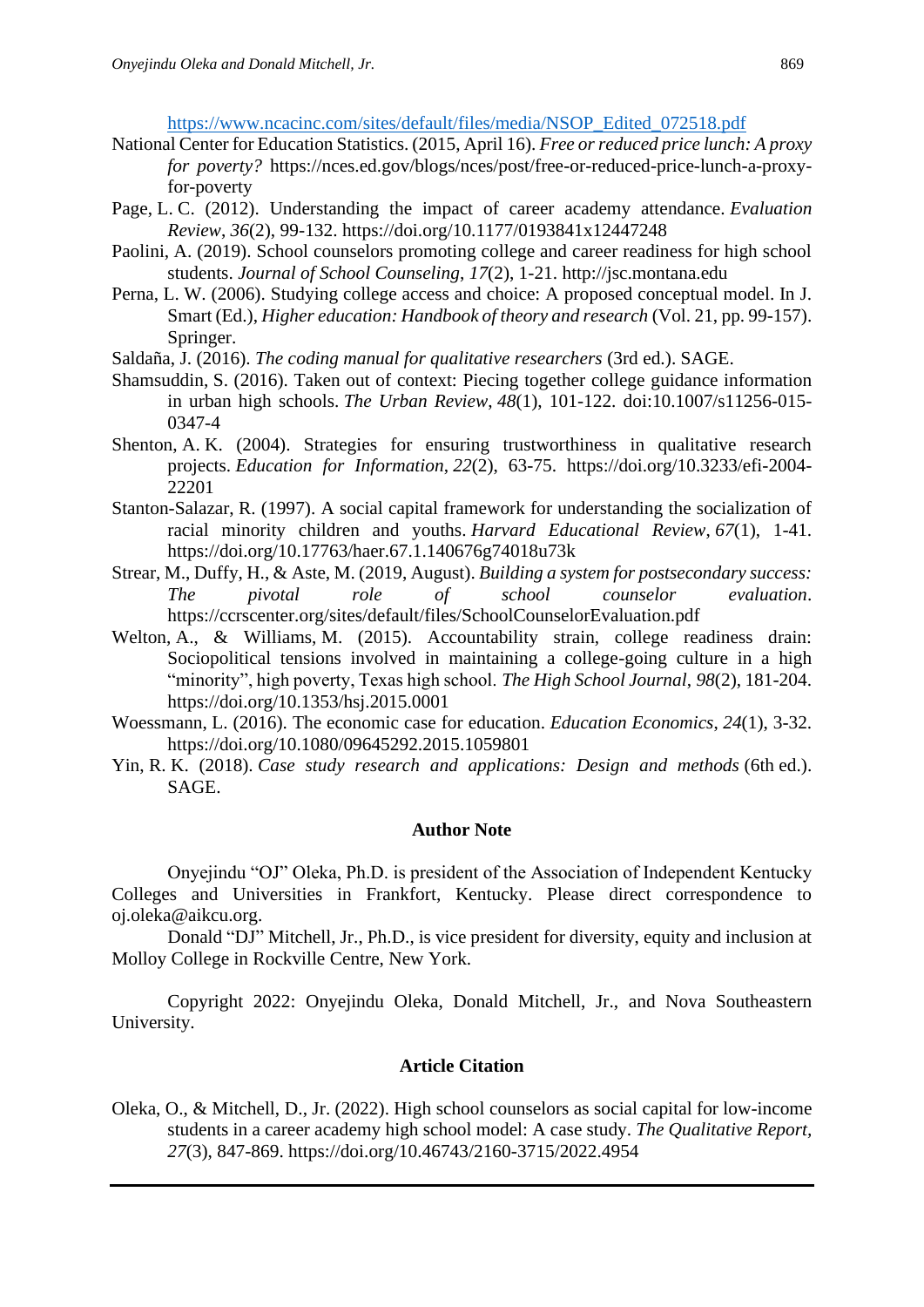https://www.ncacinc.com/sites/default/files/media/NSOP_Edited_072518.pdf

National Center for Education Statistics. (2015, April 16). *Free or reduced price lunch: A proxy for poverty?* https://nces.ed.gov/blogs/nces/post/free-or-reduced-price-lunch-a-proxy-for-poverty

Page, L. C. (2012). Understanding the impact of career academy attendance. *Evaluation Review*, *36*(2), 99-132. https://doi.org/10.1177/0193841x12447248

Paolini, A. (2019). School counselors promoting college and career readiness for high school students. *Journal of School Counseling*, *17*(2), 1-21. http://jsc.montana.edu

Perna, L. W. (2006). Studying college access and choice: A proposed conceptual model. In J. Smart (Ed.), *Higher education: Handbook of theory and research* (Vol. 21, pp. 99-157). Springer.

Saldaña, J. (2016). *The coding manual for qualitative researchers* (3rd ed.). SAGE.

Shamsuddin, S. (2016). Taken out of context: Piecing together college guidance information in urban high schools. *The Urban Review*, *48*(1), 101-122. doi:10.1007/s11256-015-0347-4

Shenton, A. K. (2004). Strategies for ensuring trustworthiness in qualitative research projects. *Education for Information*, *22*(2), 63-75. https://doi.org/10.3233/efi-2004-22201

Stanton-Salazar, R. (1997). A social capital framework for understanding the socialization of racial minority children and youths. *Harvard Educational Review*, *67*(1), 1-41. https://doi.org/10.17763/haer.67.1.140676g74018u73k

Strear, M., Duffy, H., & Aste, M. (2019, August). *Building a system for postsecondary success: The pivotal role of school counselor evaluation*. https://ccrscenter.org/sites/default/files/SchoolCounselorEvaluation.pdf

Welton, A., & Williams, M. (2015). Accountability strain, college readiness drain: Sociopolitical tensions involved in maintaining a college-going culture in a high "minority", high poverty, Texas high school. *The High School Journal*, *98*(2), 181-204. https://doi.org/10.1353/hsj.2015.0001

Woessmann, L. (2016). The economic case for education. *Education Economics*, *24*(1), 3-32. https://doi.org/10.1080/09645292.2015.1059801

Yin, R. K. (2018). *Case study research and applications: Design and methods* (6th ed.). SAGE.

## Author Note

Onyejindu "OJ" Oleka, Ph.D. is president of the Association of Independent Kentucky Colleges and Universities in Frankfort, Kentucky. Please direct correspondence to oj.oleka@aikcu.org.

Donald "DJ" Mitchell, Jr., Ph.D., is vice president for diversity, equity and inclusion at Molloy College in Rockville Centre, New York.

Copyright 2022: Onyejindu Oleka, Donald Mitchell, Jr., and Nova Southeastern University.

## Article Citation

Oleka, O., & Mitchell, D., Jr. (2022). High school counselors as social capital for low-income students in a career academy high school model: A case study. *The Qualitative Report, 27*(3), 847-869. https://doi.org/10.46743/2160-3715/2022.4954